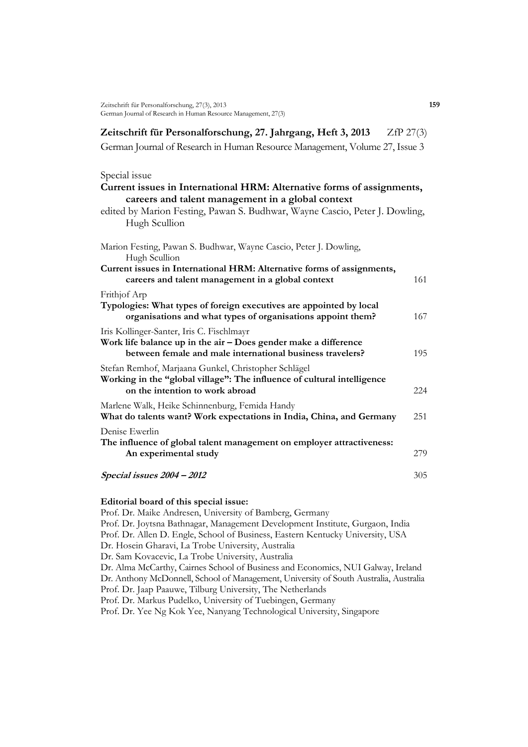**Zeitschrift für Personalforschung, 27. Jahrgang, Heft 3, 2013** ZfP 27(3)

German Journal of Research in Human Resource Management, Volume 27, Issue 3

Special issue

**Current issues in International HRM: Alternative forms of assignments, careers and talent management in a global context**

edited by Marion Festing, Pawan S. Budhwar, Wayne Cascio, Peter J. Dowling, Hugh Scullion

| | |
|---|---|
| Marion Festing, Pawan S. Budhwar, Wayne Cascio, Peter J. Dowling, Hugh Scullion<br>**Current issues in International HRM: Alternative forms of assignments, careers and talent management in a global context** | 161 |
| Frithjof Arp<br>**Typologies: What types of foreign executives are appointed by local organisations and what types of organisations appoint them?** | 167 |
| Iris Kollinger-Santer, Iris C. Fischlmayr<br>**Work life balance up in the air – Does gender make a difference between female and male international business travelers?** | 195 |
| Stefan Remhof, Marjaana Gunkel, Christopher Schlägel<br>**Working in the "global village": The influence of cultural intelligence on the intention to work abroad** | 224 |
| Marlene Walk, Heike Schinnenburg, Femida Handy<br>**What do talents want? Work expectations in India, China, and Germany** | 251 |
| Denise Ewerlin<br>**The influence of global talent management on employer attractiveness: An experimental study** | 279 |
| ***Special issues 2004 – 2012*** | 305 |

**Editorial board of this special issue:**

Prof. Dr. Maike Andresen, University of Bamberg, Germany
Prof. Dr. Joytsna Bathnagar, Management Development Institute, Gurgaon, India
Prof. Dr. Allen D. Engle, School of Business, Eastern Kentucky University, USA
Dr. Hosein Gharavi, La Trobe University, Australia
Dr. Sam Kovacevic, La Trobe University, Australia
Dr. Alma McCarthy, Cairnes School of Business and Economics, NUI Galway, Ireland
Dr. Anthony McDonnell, School of Management, University of South Australia, Australia
Prof. Dr. Jaap Paauwe, Tilburg University, The Netherlands
Prof. Dr. Markus Pudelko, University of Tuebingen, Germany
Prof. Dr. Yee Ng Kok Yee, Nanyang Technological University, Singapore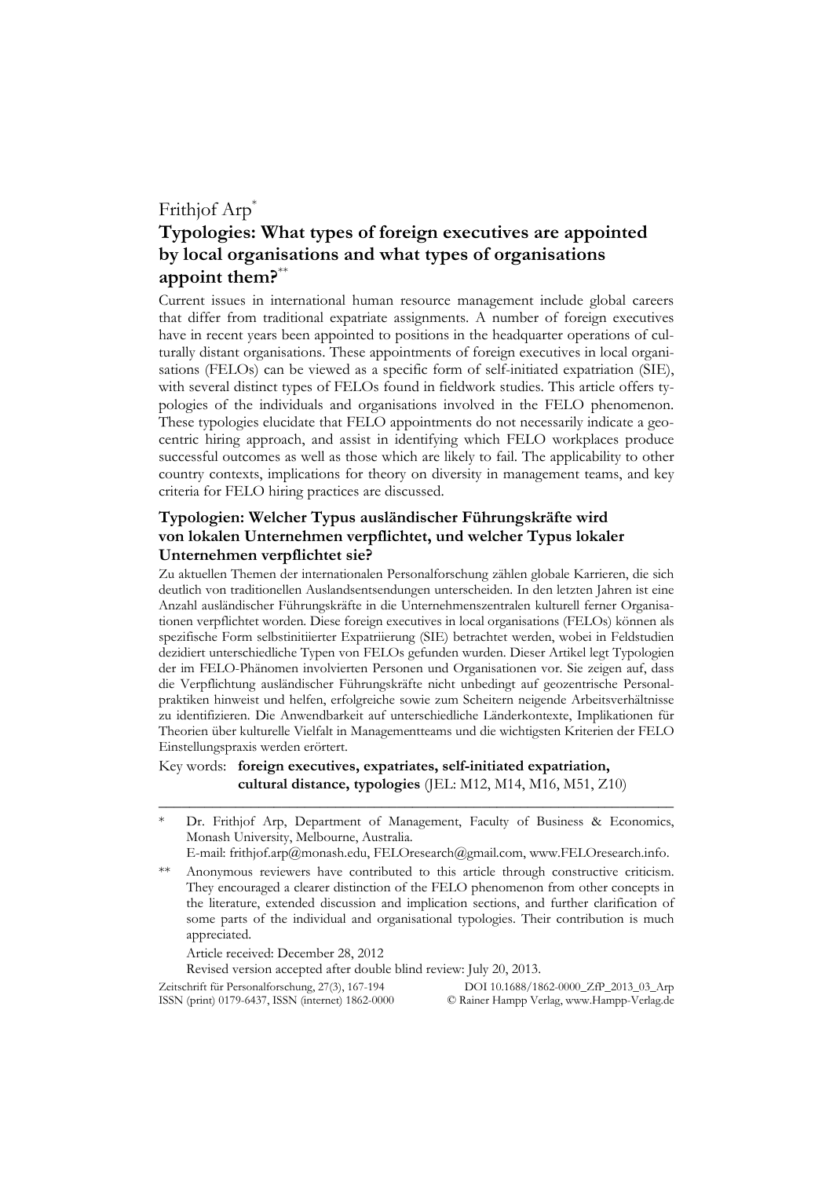Frithjof Arp[*]

# Typologies: What types of foreign executives are appointed by local organisations and what types of organisations appoint them?[**]

Current issues in international human resource management include global careers that differ from traditional expatriate assignments. A number of foreign executives have in recent years been appointed to positions in the headquarter operations of culturally distant organisations. These appointments of foreign executives in local organisations (FELOs) can be viewed as a specific form of self-initiated expatriation (SIE), with several distinct types of FELOs found in fieldwork studies. This article offers typologies of the individuals and organisations involved in the FELO phenomenon. These typologies elucidate that FELO appointments do not necessarily indicate a geocentric hiring approach, and assist in identifying which FELO workplaces produce successful outcomes as well as those which are likely to fail. The applicability to other country contexts, implications for theory on diversity in management teams, and key criteria for FELO hiring practices are discussed.

## Typologien: Welcher Typus ausländischer Führungskräfte wird von lokalen Unternehmen verpflichtet, und welcher Typus lokaler Unternehmen verpflichtet sie?

Zu aktuellen Themen der internationalen Personalforschung zählen globale Karrieren, die sich deutlich von traditionellen Auslandsentsendungen unterscheiden. In den letzten Jahren ist eine Anzahl ausländischer Führungskräfte in die Unternehmenszentralen kulturell ferner Organisationen verpflichtet worden. Diese foreign executives in local organisations (FELOs) können als spezifische Form selbstinitiierter Expatriierung (SIE) betrachtet werden, wobei in Feldstudien dezidiert unterschiedliche Typen von FELOs gefunden wurden. Dieser Artikel legt Typologien der im FELO-Phänomen involvierten Personen und Organisationen vor. Sie zeigen auf, dass die Verpflichtung ausländischer Führungskräfte nicht unbedingt auf geozentrische Personalpraktiken hinweist und helfen, erfolgreiche sowie zum Scheitern neigende Arbeitsverhältnisse zu identifizieren. Die Anwendbarkeit auf unterschiedliche Länderkontexte, Implikationen für Theorien über kulturelle Vielfalt in Managementteams und die wichtigsten Kriterien der FELO Einstellungspraxis werden erörtert.

Key words: **foreign executives, expatriates, self-initiated expatriation, cultural distance, typologies** (JEL: M12, M14, M16, M51, Z10)

---

[*] Dr. Frithjof Arp, Department of Management, Faculty of Business & Economics, Monash University, Melbourne, Australia.
E-mail: frithjof.arp@monash.edu, FELOresearch@gmail.com, www.FELOresearch.info.

[**] Anonymous reviewers have contributed to this article through constructive criticism. They encouraged a clearer distinction of the FELO phenomenon from other concepts in the literature, extended discussion and implication sections, and further clarification of some parts of the individual and organisational typologies. Their contribution is much appreciated.

Article received: December 28, 2012
Revised version accepted after double blind review: July 20, 2013.

Zeitschrift für Personalforschung, 27(3), 167-194 DOI 10.1688/1862-0000_ZfP_2013_03_Arp
ISSN (print) 0179-6437, ISSN (internet) 1862-0000 © Rainer Hampp Verlag, www.Hampp-Verlag.de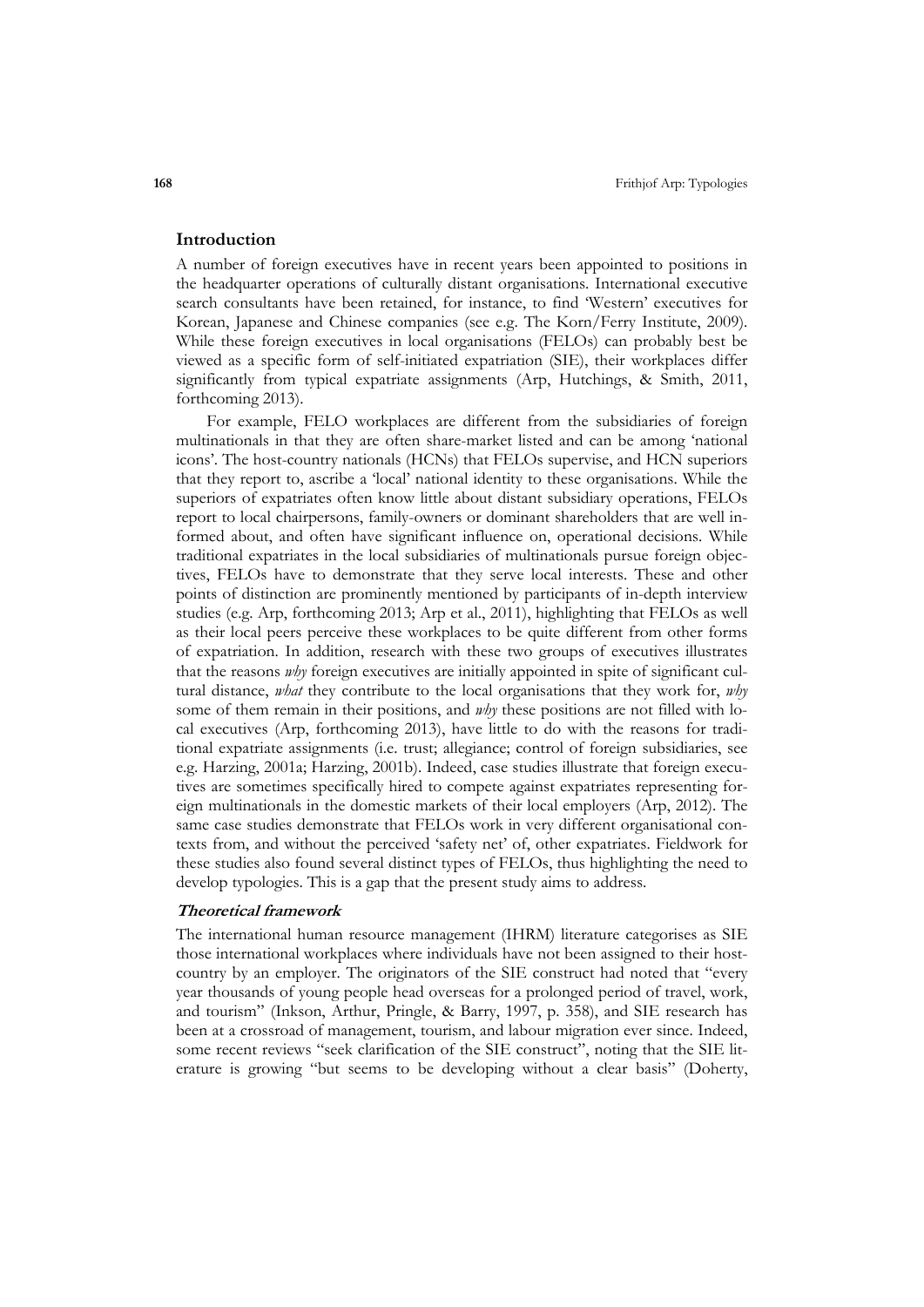## Introduction

A number of foreign executives have in recent years been appointed to positions in the headquarter operations of culturally distant organisations. International executive search consultants have been retained, for instance, to find 'Western' executives for Korean, Japanese and Chinese companies (see e.g. The Korn/Ferry Institute, 2009). While these foreign executives in local organisations (FELOs) can probably best be viewed as a specific form of self-initiated expatriation (SIE), their workplaces differ significantly from typical expatriate assignments (Arp, Hutchings, & Smith, 2011, forthcoming 2013).

For example, FELO workplaces are different from the subsidiaries of foreign multinationals in that they are often share-market listed and can be among 'national icons'. The host-country nationals (HCNs) that FELOs supervise, and HCN superiors that they report to, ascribe a 'local' national identity to these organisations. While the superiors of expatriates often know little about distant subsidiary operations, FELOs report to local chairpersons, family-owners or dominant shareholders that are well informed about, and often have significant influence on, operational decisions. While traditional expatriates in the local subsidiaries of multinationals pursue foreign objectives, FELOs have to demonstrate that they serve local interests. These and other points of distinction are prominently mentioned by participants of in-depth interview studies (e.g. Arp, forthcoming 2013; Arp et al., 2011), highlighting that FELOs as well as their local peers perceive these workplaces to be quite different from other forms of expatriation. In addition, research with these two groups of executives illustrates that the reasons *why* foreign executives are initially appointed in spite of significant cultural distance, *what* they contribute to the local organisations that they work for, *why* some of them remain in their positions, and *why* these positions are not filled with local executives (Arp, forthcoming 2013), have little to do with the reasons for traditional expatriate assignments (i.e. trust; allegiance; control of foreign subsidiaries, see e.g. Harzing, 2001a; Harzing, 2001b). Indeed, case studies illustrate that foreign executives are sometimes specifically hired to compete against expatriates representing foreign multinationals in the domestic markets of their local employers (Arp, 2012). The same case studies demonstrate that FELOs work in very different organisational contexts from, and without the perceived 'safety net' of, other expatriates. Fieldwork for these studies also found several distinct types of FELOs, thus highlighting the need to develop typologies. This is a gap that the present study aims to address.

### *Theoretical framework*

The international human resource management (IHRM) literature categorises as SIE those international workplaces where individuals have not been assigned to their host-country by an employer. The originators of the SIE construct had noted that "every year thousands of young people head overseas for a prolonged period of travel, work, and tourism" (Inkson, Arthur, Pringle, & Barry, 1997, p. 358), and SIE research has been at a crossroad of management, tourism, and labour migration ever since. Indeed, some recent reviews "seek clarification of the SIE construct", noting that the SIE literature is growing "but seems to be developing without a clear basis" (Doherty,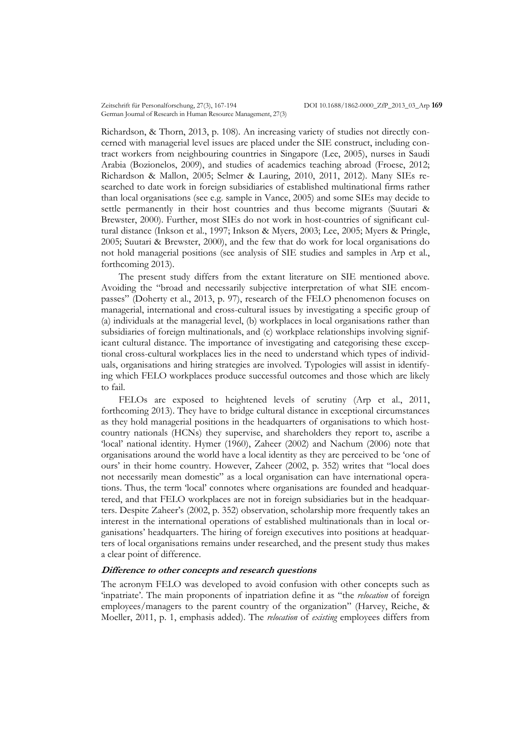Richardson, & Thorn, 2013, p. 108). An increasing variety of studies not directly concerned with managerial level issues are placed under the SIE construct, including contract workers from neighbouring countries in Singapore (Lee, 2005), nurses in Saudi Arabia (Bozionelos, 2009), and studies of academics teaching abroad (Froese, 2012; Richardson & Mallon, 2005; Selmer & Lauring, 2010, 2011, 2012). Many SIEs researched to date work in foreign subsidiaries of established multinational firms rather than local organisations (see e.g. sample in Vance, 2005) and some SIEs may decide to settle permanently in their host countries and thus become migrants (Suutari & Brewster, 2000). Further, most SIEs do not work in host-countries of significant cultural distance (Inkson et al., 1997; Inkson & Myers, 2003; Lee, 2005; Myers & Pringle, 2005; Suutari & Brewster, 2000), and the few that do work for local organisations do not hold managerial positions (see analysis of SIE studies and samples in Arp et al., forthcoming 2013).

The present study differs from the extant literature on SIE mentioned above. Avoiding the "broad and necessarily subjective interpretation of what SIE encompasses" (Doherty et al., 2013, p. 97), research of the FELO phenomenon focuses on managerial, international and cross-cultural issues by investigating a specific group of (a) individuals at the managerial level, (b) workplaces in local organisations rather than subsidiaries of foreign multinationals, and (c) workplace relationships involving significant cultural distance. The importance of investigating and categorising these exceptional cross-cultural workplaces lies in the need to understand which types of individuals, organisations and hiring strategies are involved. Typologies will assist in identifying which FELO workplaces produce successful outcomes and those which are likely to fail.

FELOs are exposed to heightened levels of scrutiny (Arp et al., 2011, forthcoming 2013). They have to bridge cultural distance in exceptional circumstances as they hold managerial positions in the headquarters of organisations to which host-country nationals (HCNs) they supervise, and shareholders they report to, ascribe a 'local' national identity. Hymer (1960), Zaheer (2002) and Nachum (2006) note that organisations around the world have a local identity as they are perceived to be 'one of ours' in their home country. However, Zaheer (2002, p. 352) writes that "local does not necessarily mean domestic" as a local organisation can have international operations. Thus, the term 'local' connotes where organisations are founded and headquartered, and that FELO workplaces are not in foreign subsidiaries but in the headquarters. Despite Zaheer's (2002, p. 352) observation, scholarship more frequently takes an interest in the international operations of established multinationals than in local organisations' headquarters. The hiring of foreign executives into positions at headquarters of local organisations remains under researched, and the present study thus makes a clear point of difference.

### *Difference to other concepts and research questions*

The acronym FELO was developed to avoid confusion with other concepts such as 'inpatriate'. The main proponents of inpatriation define it as "the *relocation* of foreign employees/managers to the parent country of the organization" (Harvey, Reiche, & Moeller, 2011, p. 1, emphasis added). The *relocation* of *existing* employees differs from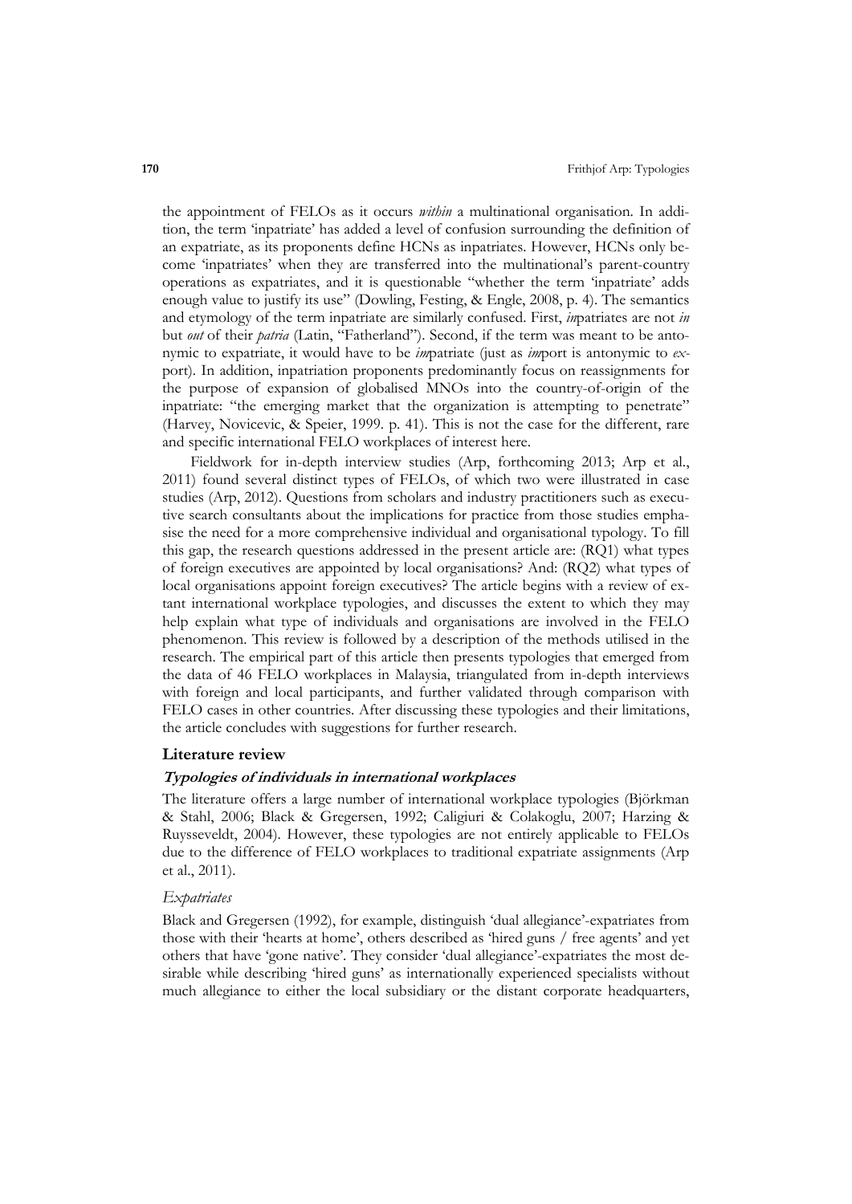the appointment of FELOs as it occurs *within* a multinational organisation. In addition, the term 'inpatriate' has added a level of confusion surrounding the definition of an expatriate, as its proponents define HCNs as inpatriates. However, HCNs only become 'inpatriates' when they are transferred into the multinational's parent-country operations as expatriates, and it is questionable "whether the term 'inpatriate' adds enough value to justify its use" (Dowling, Festing, & Engle, 2008, p. 4). The semantics and etymology of the term inpatriate are similarly confused. First, *in*patriates are not *in* but *out* of their *patria* (Latin, "Fatherland"). Second, if the term was meant to be antonymic to expatriate, it would have to be *im*patriate (just as *im*port is antonymic to *ex*port). In addition, inpatriation proponents predominantly focus on reassignments for the purpose of expansion of globalised MNOs into the country-of-origin of the inpatriate: "the emerging market that the organization is attempting to penetrate" (Harvey, Novicevic, & Speier, 1999. p. 41). This is not the case for the different, rare and specific international FELO workplaces of interest here.

Fieldwork for in-depth interview studies (Arp, forthcoming 2013; Arp et al., 2011) found several distinct types of FELOs, of which two were illustrated in case studies (Arp, 2012). Questions from scholars and industry practitioners such as executive search consultants about the implications for practice from those studies emphasise the need for a more comprehensive individual and organisational typology. To fill this gap, the research questions addressed in the present article are: (RQ1) what types of foreign executives are appointed by local organisations? And: (RQ2) what types of local organisations appoint foreign executives? The article begins with a review of extant international workplace typologies, and discusses the extent to which they may help explain what type of individuals and organisations are involved in the FELO phenomenon. This review is followed by a description of the methods utilised in the research. The empirical part of this article then presents typologies that emerged from the data of 46 FELO workplaces in Malaysia, triangulated from in-depth interviews with foreign and local participants, and further validated through comparison with FELO cases in other countries. After discussing these typologies and their limitations, the article concludes with suggestions for further research.

## Literature review

### *Typologies of individuals in international workplaces*

The literature offers a large number of international workplace typologies (Björkman & Stahl, 2006; Black & Gregersen, 1992; Caligiuri & Colakoglu, 2007; Harzing & Ruysseveldt, 2004). However, these typologies are not entirely applicable to FELOs due to the difference of FELO workplaces to traditional expatriate assignments (Arp et al., 2011).

#### *Expatriates*

Black and Gregersen (1992), for example, distinguish 'dual allegiance'-expatriates from those with their 'hearts at home', others described as 'hired guns / free agents' and yet others that have 'gone native'. They consider 'dual allegiance'-expatriates the most desirable while describing 'hired guns' as internationally experienced specialists without much allegiance to either the local subsidiary or the distant corporate headquarters,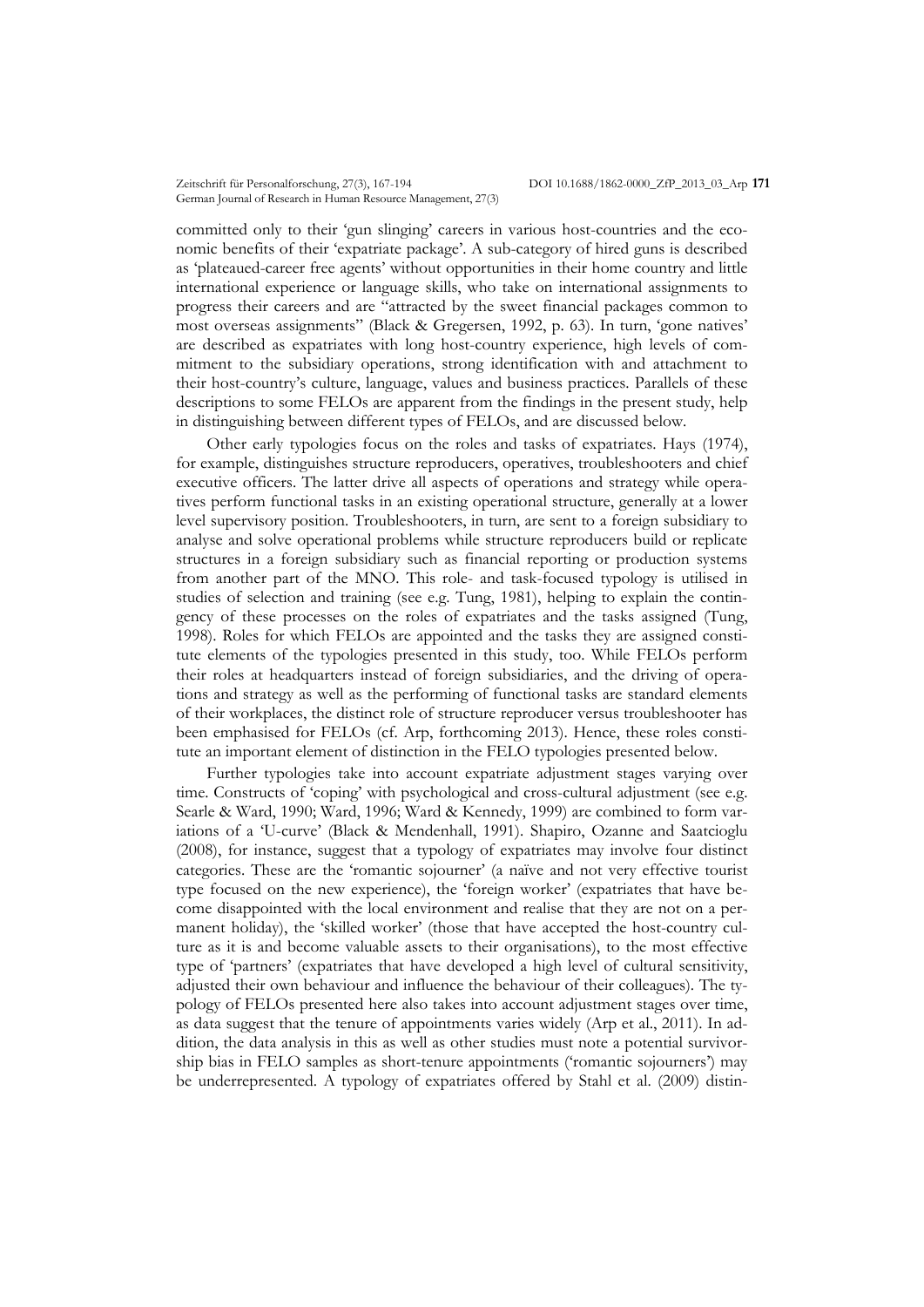committed only to their 'gun slinging' careers in various host-countries and the economic benefits of their 'expatriate package'. A sub-category of hired guns is described as 'plateaued-career free agents' without opportunities in their home country and little international experience or language skills, who take on international assignments to progress their careers and are "attracted by the sweet financial packages common to most overseas assignments" (Black & Gregersen, 1992, p. 63). In turn, 'gone natives' are described as expatriates with long host-country experience, high levels of commitment to the subsidiary operations, strong identification with and attachment to their host-country's culture, language, values and business practices. Parallels of these descriptions to some FELOs are apparent from the findings in the present study, help in distinguishing between different types of FELOs, and are discussed below.

Other early typologies focus on the roles and tasks of expatriates. Hays (1974), for example, distinguishes structure reproducers, operatives, troubleshooters and chief executive officers. The latter drive all aspects of operations and strategy while operatives perform functional tasks in an existing operational structure, generally at a lower level supervisory position. Troubleshooters, in turn, are sent to a foreign subsidiary to analyse and solve operational problems while structure reproducers build or replicate structures in a foreign subsidiary such as financial reporting or production systems from another part of the MNO. This role- and task-focused typology is utilised in studies of selection and training (see e.g. Tung, 1981), helping to explain the contingency of these processes on the roles of expatriates and the tasks assigned (Tung, 1998). Roles for which FELOs are appointed and the tasks they are assigned constitute elements of the typologies presented in this study, too. While FELOs perform their roles at headquarters instead of foreign subsidiaries, and the driving of operations and strategy as well as the performing of functional tasks are standard elements of their workplaces, the distinct role of structure reproducer versus troubleshooter has been emphasised for FELOs (cf. Arp, forthcoming 2013). Hence, these roles constitute an important element of distinction in the FELO typologies presented below.

Further typologies take into account expatriate adjustment stages varying over time. Constructs of 'coping' with psychological and cross-cultural adjustment (see e.g. Searle & Ward, 1990; Ward, 1996; Ward & Kennedy, 1999) are combined to form variations of a 'U-curve' (Black & Mendenhall, 1991). Shapiro, Ozanne and Saatcioglu (2008), for instance, suggest that a typology of expatriates may involve four distinct categories. These are the 'romantic sojourner' (a naïve and not very effective tourist type focused on the new experience), the 'foreign worker' (expatriates that have become disappointed with the local environment and realise that they are not on a permanent holiday), the 'skilled worker' (those that have accepted the host-country culture as it is and become valuable assets to their organisations), to the most effective type of 'partners' (expatriates that have developed a high level of cultural sensitivity, adjusted their own behaviour and influence the behaviour of their colleagues). The typology of FELOs presented here also takes into account adjustment stages over time, as data suggest that the tenure of appointments varies widely (Arp et al., 2011). In addition, the data analysis in this as well as other studies must note a potential survivorship bias in FELO samples as short-tenure appointments ('romantic sojourners') may be underrepresented. A typology of expatriates offered by Stahl et al. (2009) distin-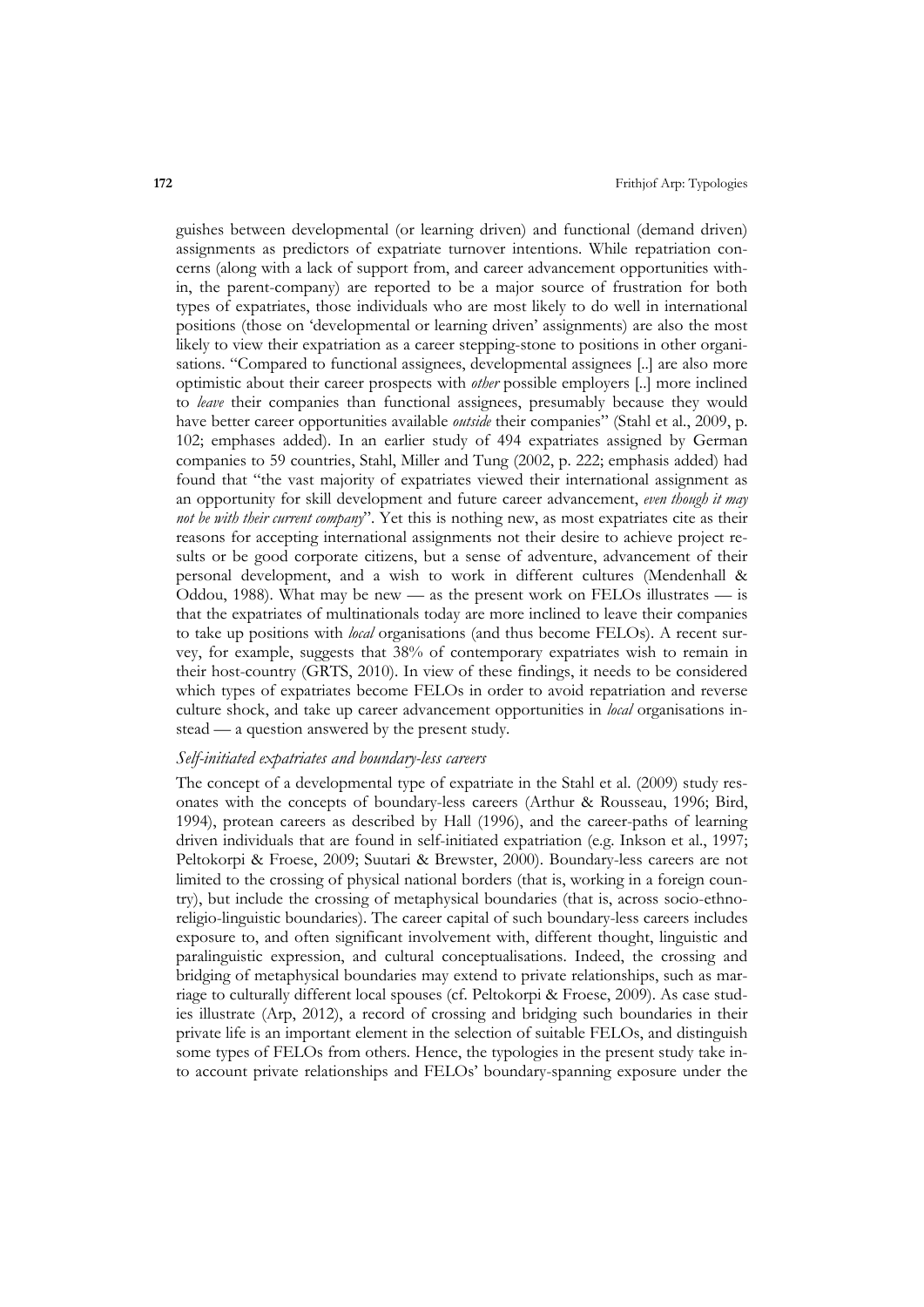guishes between developmental (or learning driven) and functional (demand driven) assignments as predictors of expatriate turnover intentions. While repatriation concerns (along with a lack of support from, and career advancement opportunities within, the parent-company) are reported to be a major source of frustration for both types of expatriates, those individuals who are most likely to do well in international positions (those on 'developmental or learning driven' assignments) are also the most likely to view their expatriation as a career stepping-stone to positions in other organisations. "Compared to functional assignees, developmental assignees [..] are also more optimistic about their career prospects with *other* possible employers [..] more inclined to *leave* their companies than functional assignees, presumably because they would have better career opportunities available *outside* their companies" (Stahl et al., 2009, p. 102; emphases added). In an earlier study of 494 expatriates assigned by German companies to 59 countries, Stahl, Miller and Tung (2002, p. 222; emphasis added) had found that "the vast majority of expatriates viewed their international assignment as an opportunity for skill development and future career advancement, *even though it may not be with their current company*". Yet this is nothing new, as most expatriates cite as their reasons for accepting international assignments not their desire to achieve project results or be good corporate citizens, but a sense of adventure, advancement of their personal development, and a wish to work in different cultures (Mendenhall & Oddou, 1988). What may be new — as the present work on FELOs illustrates — is that the expatriates of multinationals today are more inclined to leave their companies to take up positions with *local* organisations (and thus become FELOs). A recent survey, for example, suggests that 38% of contemporary expatriates wish to remain in their host-country (GRTS, 2010). In view of these findings, it needs to be considered which types of expatriates become FELOs in order to avoid repatriation and reverse culture shock, and take up career advancement opportunities in *local* organisations instead — a question answered by the present study.

*Self-initiated expatriates and boundary-less careers*

The concept of a developmental type of expatriate in the Stahl et al. (2009) study resonates with the concepts of boundary-less careers (Arthur & Rousseau, 1996; Bird, 1994), protean careers as described by Hall (1996), and the career-paths of learning driven individuals that are found in self-initiated expatriation (e.g. Inkson et al., 1997; Peltokorpi & Froese, 2009; Suutari & Brewster, 2000). Boundary-less careers are not limited to the crossing of physical national borders (that is, working in a foreign country), but include the crossing of metaphysical boundaries (that is, across socio-ethno-religio-linguistic boundaries). The career capital of such boundary-less careers includes exposure to, and often significant involvement with, different thought, linguistic and paralinguistic expression, and cultural conceptualisations. Indeed, the crossing and bridging of metaphysical boundaries may extend to private relationships, such as marriage to culturally different local spouses (cf. Peltokorpi & Froese, 2009). As case studies illustrate (Arp, 2012), a record of crossing and bridging such boundaries in their private life is an important element in the selection of suitable FELOs, and distinguish some types of FELOs from others. Hence, the typologies in the present study take into account private relationships and FELOs' boundary-spanning exposure under the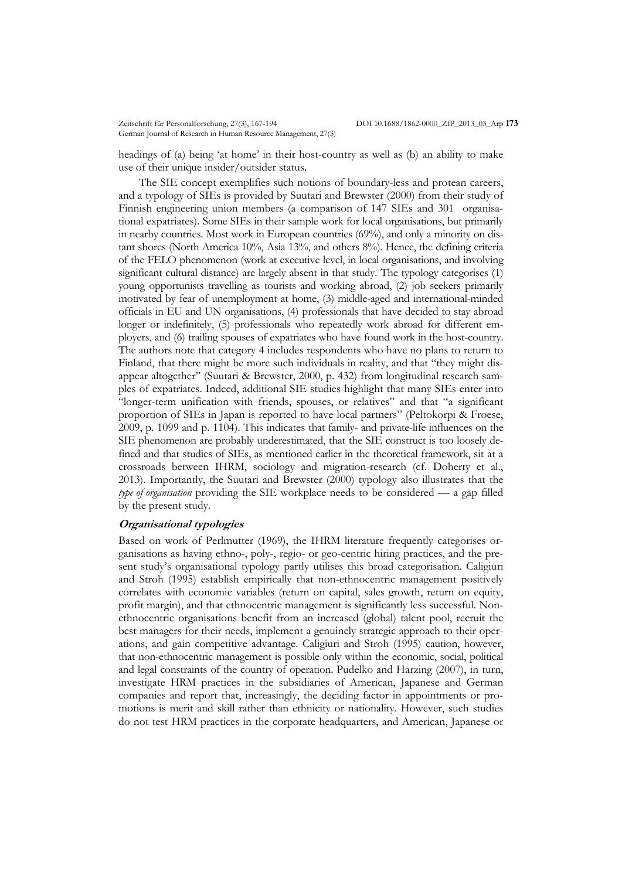headings of (a) being 'at home' in their host-country as well as (b) an ability to make use of their unique insider/outsider status.

The SIE concept exemplifies such notions of boundary-less and protean careers, and a typology of SIEs is provided by Suutari and Brewster (2000) from their study of Finnish engineering union members (a comparison of 147 SIEs and 301 organisational expatriates). Some SIEs in their sample work for local organisations, but primarily in nearby countries. Most work in European countries (69%), and only a minority on distant shores (North America 10%, Asia 13%, and others 8%). Hence, the defining criteria of the FELO phenomenon (work at executive level, in local organisations, and involving significant cultural distance) are largely absent in that study. The typology categorises (1) young opportunists travelling as tourists and working abroad, (2) job seekers primarily motivated by fear of unemployment at home, (3) middle-aged and international-minded officials in EU and UN organisations, (4) professionals that have decided to stay abroad longer or indefinitely, (5) professionals who repeatedly work abroad for different employers, and (6) trailing spouses of expatriates who have found work in the host-country. The authors note that category 4 includes respondents who have no plans to return to Finland, that there might be more such individuals in reality, and that "they might disappear altogether" (Suutari & Brewster, 2000, p. 432) from longitudinal research samples of expatriates. Indeed, additional SIE studies highlight that many SIEs enter into "longer-term unification with friends, spouses, or relatives" and that "a significant proportion of SIEs in Japan is reported to have local partners" (Peltokorpi & Froese, 2009, p. 1099 and p. 1104). This indicates that family- and private-life influences on the SIE phenomenon are probably underestimated, that the SIE construct is too loosely defined and that studies of SIEs, as mentioned earlier in the theoretical framework, sit at a crossroads between IHRM, sociology and migration-research (cf. Doherty et al., 2013). Importantly, the Suutari and Brewster (2000) typology also illustrates that the *type of organisation* providing the SIE workplace needs to be considered — a gap filled by the present study.

#### *Organisational typologies*

Based on work of Perlmutter (1969), the IHRM literature frequently categorises organisations as having ethno-, poly-, regio- or geo-centric hiring practices, and the present study's organisational typology partly utilises this broad categorisation. Caligiuri and Stroh (1995) establish empirically that non-ethnocentric management positively correlates with economic variables (return on capital, sales growth, return on equity, profit margin), and that ethnocentric management is significantly less successful. Non-ethnocentric organisations benefit from an increased (global) talent pool, recruit the best managers for their needs, implement a genuinely strategic approach to their operations, and gain competitive advantage. Caligiuri and Stroh (1995) caution, however, that non-ethnocentric management is possible only within the economic, social, political and legal constraints of the country of operation. Pudelko and Harzing (2007), in turn, investigate HRM practices in the subsidiaries of American, Japanese and German companies and report that, increasingly, the deciding factor in appointments or promotions is merit and skill rather than ethnicity or nationality. However, such studies do not test HRM practices in the corporate headquarters, and American, Japanese or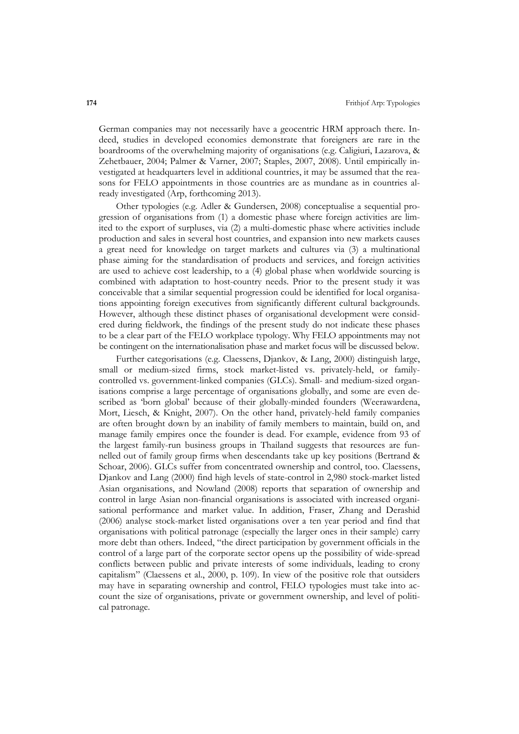German companies may not necessarily have a geocentric HRM approach there. Indeed, studies in developed economies demonstrate that foreigners are rare in the boardrooms of the overwhelming majority of organisations (e.g. Caligiuri, Lazarova, & Zehetbauer, 2004; Palmer & Varner, 2007; Staples, 2007, 2008). Until empirically investigated at headquarters level in additional countries, it may be assumed that the reasons for FELO appointments in those countries are as mundane as in countries already investigated (Arp, forthcoming 2013).

Other typologies (e.g. Adler & Gundersen, 2008) conceptualise a sequential progression of organisations from (1) a domestic phase where foreign activities are limited to the export of surpluses, via (2) a multi-domestic phase where activities include production and sales in several host countries, and expansion into new markets causes a great need for knowledge on target markets and cultures via (3) a multinational phase aiming for the standardisation of products and services, and foreign activities are used to achieve cost leadership, to a (4) global phase when worldwide sourcing is combined with adaptation to host-country needs. Prior to the present study it was conceivable that a similar sequential progression could be identified for local organisations appointing foreign executives from significantly different cultural backgrounds. However, although these distinct phases of organisational development were considered during fieldwork, the findings of the present study do not indicate these phases to be a clear part of the FELO workplace typology. Why FELO appointments may not be contingent on the internationalisation phase and market focus will be discussed below.

Further categorisations (e.g. Claessens, Djankov, & Lang, 2000) distinguish large, small or medium-sized firms, stock market-listed vs. privately-held, or family-controlled vs. government-linked companies (GLCs). Small- and medium-sized organisations comprise a large percentage of organisations globally, and some are even described as 'born global' because of their globally-minded founders (Weerawardena, Mort, Liesch, & Knight, 2007). On the other hand, privately-held family companies are often brought down by an inability of family members to maintain, build on, and manage family empires once the founder is dead. For example, evidence from 93 of the largest family-run business groups in Thailand suggests that resources are funnelled out of family group firms when descendants take up key positions (Bertrand & Schoar, 2006). GLCs suffer from concentrated ownership and control, too. Claessens, Djankov and Lang (2000) find high levels of state-control in 2,980 stock-market listed Asian organisations, and Nowland (2008) reports that separation of ownership and control in large Asian non-financial organisations is associated with increased organisational performance and market value. In addition, Fraser, Zhang and Derashid (2006) analyse stock-market listed organisations over a ten year period and find that organisations with political patronage (especially the larger ones in their sample) carry more debt than others. Indeed, "the direct participation by government officials in the control of a large part of the corporate sector opens up the possibility of wide-spread conflicts between public and private interests of some individuals, leading to crony capitalism" (Claessens et al., 2000, p. 109). In view of the positive role that outsiders may have in separating ownership and control, FELO typologies must take into account the size of organisations, private or government ownership, and level of political patronage.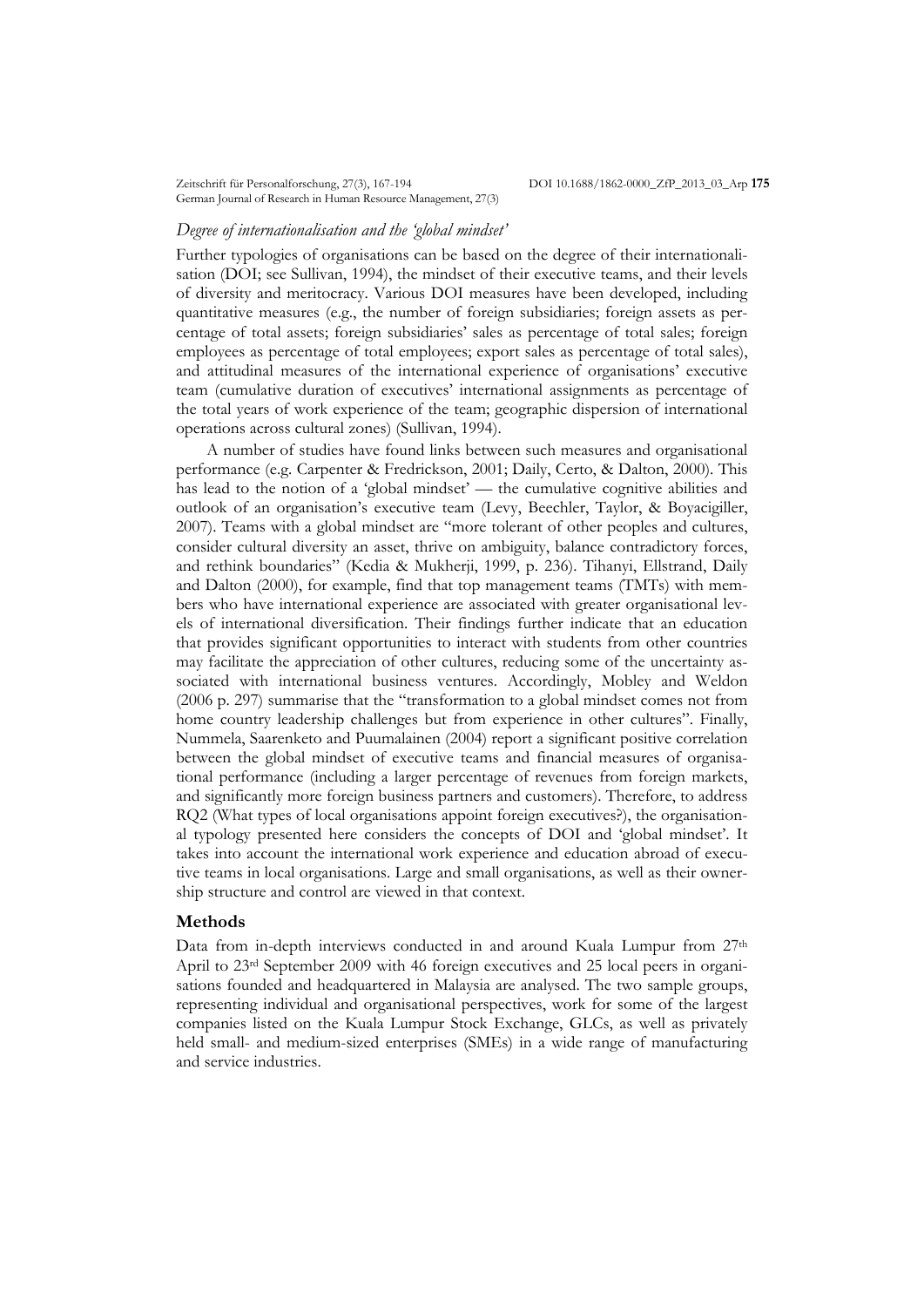### *Degree of internationalisation and the 'global mindset'*

Further typologies of organisations can be based on the degree of their internationalisation (DOI; see Sullivan, 1994), the mindset of their executive teams, and their levels of diversity and meritocracy. Various DOI measures have been developed, including quantitative measures (e.g., the number of foreign subsidiaries; foreign assets as percentage of total assets; foreign subsidiaries' sales as percentage of total sales; foreign employees as percentage of total employees; export sales as percentage of total sales), and attitudinal measures of the international experience of organisations' executive team (cumulative duration of executives' international assignments as percentage of the total years of work experience of the team; geographic dispersion of international operations across cultural zones) (Sullivan, 1994).

A number of studies have found links between such measures and organisational performance (e.g. Carpenter & Fredrickson, 2001; Daily, Certo, & Dalton, 2000). This has lead to the notion of a 'global mindset' — the cumulative cognitive abilities and outlook of an organisation's executive team (Levy, Beechler, Taylor, & Boyacigiller, 2007). Teams with a global mindset are "more tolerant of other peoples and cultures, consider cultural diversity an asset, thrive on ambiguity, balance contradictory forces, and rethink boundaries" (Kedia & Mukherji, 1999, p. 236). Tihanyi, Ellstrand, Daily and Dalton (2000), for example, find that top management teams (TMTs) with members who have international experience are associated with greater organisational levels of international diversification. Their findings further indicate that an education that provides significant opportunities to interact with students from other countries may facilitate the appreciation of other cultures, reducing some of the uncertainty associated with international business ventures. Accordingly, Mobley and Weldon (2006 p. 297) summarise that the "transformation to a global mindset comes not from home country leadership challenges but from experience in other cultures". Finally, Nummela, Saarenketo and Puumalainen (2004) report a significant positive correlation between the global mindset of executive teams and financial measures of organisational performance (including a larger percentage of revenues from foreign markets, and significantly more foreign business partners and customers). Therefore, to address RQ2 (What types of local organisations appoint foreign executives?), the organisational typology presented here considers the concepts of DOI and 'global mindset'. It takes into account the international work experience and education abroad of executive teams in local organisations. Large and small organisations, as well as their ownership structure and control are viewed in that context.

## Methods

Data from in-depth interviews conducted in and around Kuala Lumpur from 27th April to 23rd September 2009 with 46 foreign executives and 25 local peers in organisations founded and headquartered in Malaysia are analysed. The two sample groups, representing individual and organisational perspectives, work for some of the largest companies listed on the Kuala Lumpur Stock Exchange, GLCs, as well as privately held small- and medium-sized enterprises (SMEs) in a wide range of manufacturing and service industries.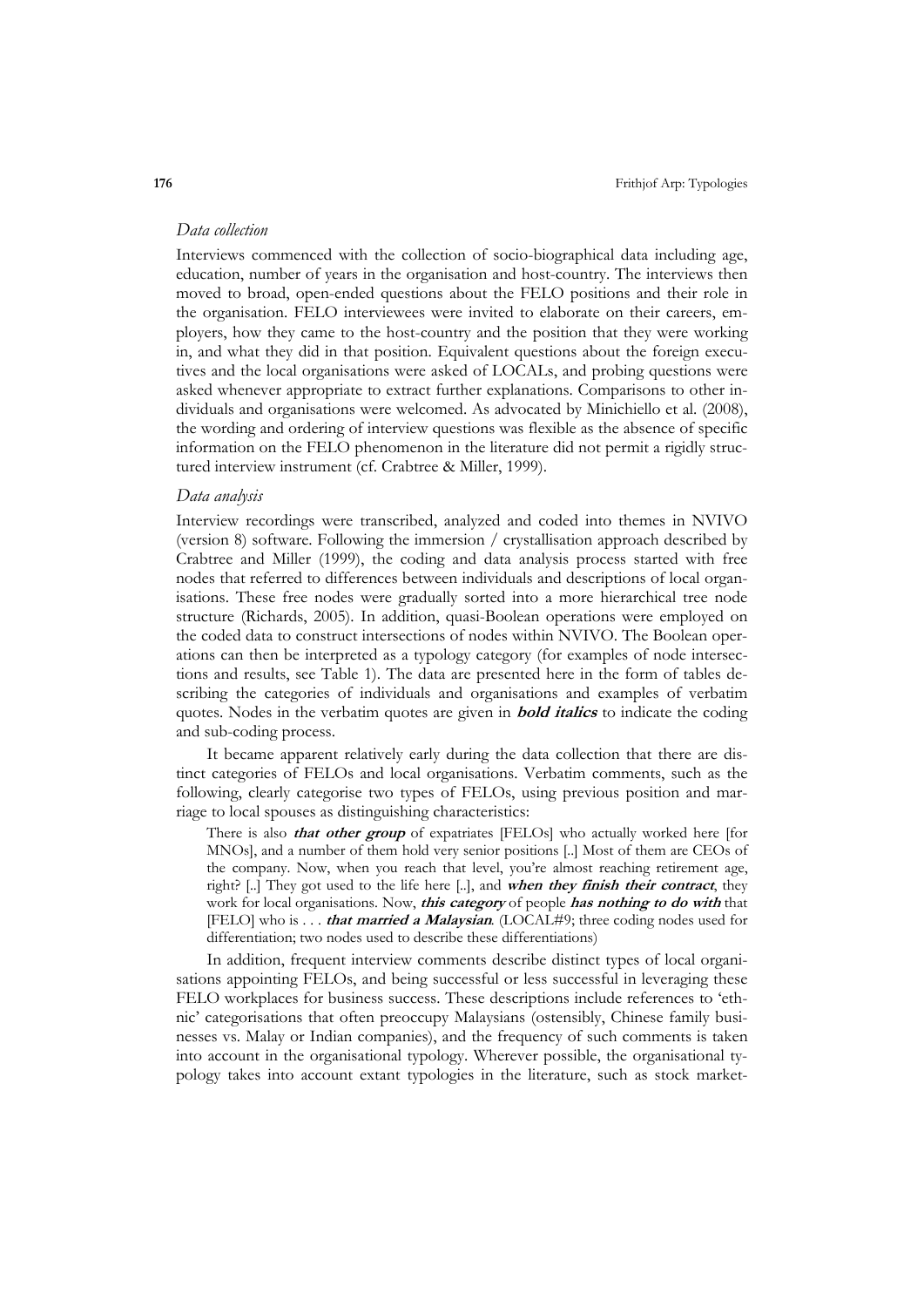### *Data collection*

Interviews commenced with the collection of socio-biographical data including age, education, number of years in the organisation and host-country. The interviews then moved to broad, open-ended questions about the FELO positions and their role in the organisation. FELO interviewees were invited to elaborate on their careers, employers, how they came to the host-country and the position that they were working in, and what they did in that position. Equivalent questions about the foreign executives and the local organisations were asked of LOCALs, and probing questions were asked whenever appropriate to extract further explanations. Comparisons to other individuals and organisations were welcomed. As advocated by Minichiello et al. (2008), the wording and ordering of interview questions was flexible as the absence of specific information on the FELO phenomenon in the literature did not permit a rigidly structured interview instrument (cf. Crabtree & Miller, 1999).

### *Data analysis*

Interview recordings were transcribed, analyzed and coded into themes in NVIVO (version 8) software. Following the immersion / crystallisation approach described by Crabtree and Miller (1999), the coding and data analysis process started with free nodes that referred to differences between individuals and descriptions of local organisations. These free nodes were gradually sorted into a more hierarchical tree node structure (Richards, 2005). In addition, quasi-Boolean operations were employed on the coded data to construct intersections of nodes within NVIVO. The Boolean operations can then be interpreted as a typology category (for examples of node intersections and results, see Table 1). The data are presented here in the form of tables describing the categories of individuals and organisations and examples of verbatim quotes. Nodes in the verbatim quotes are given in ***bold italics*** to indicate the coding and sub-coding process.

It became apparent relatively early during the data collection that there are distinct categories of FELOs and local organisations. Verbatim comments, such as the following, clearly categorise two types of FELOs, using previous position and marriage to local spouses as distinguishing characteristics:

> There is also ***that other group*** of expatriates [FELOs] who actually worked here [for MNOs], and a number of them hold very senior positions [..] Most of them are CEOs of the company. Now, when you reach that level, you're almost reaching retirement age, right? [..] They got used to the life here [..], and ***when they finish their contract***, they work for local organisations. Now, ***this category*** of people ***has nothing to do with*** that [FELO] who is . . . ***that married a Malaysian***. (LOCAL#9; three coding nodes used for differentiation; two nodes used to describe these differentiations)

In addition, frequent interview comments describe distinct types of local organisations appointing FELOs, and being successful or less successful in leveraging these FELO workplaces for business success. These descriptions include references to 'ethnic' categorisations that often preoccupy Malaysians (ostensibly, Chinese family businesses vs. Malay or Indian companies), and the frequency of such comments is taken into account in the organisational typology. Wherever possible, the organisational typology takes into account extant typologies in the literature, such as stock market-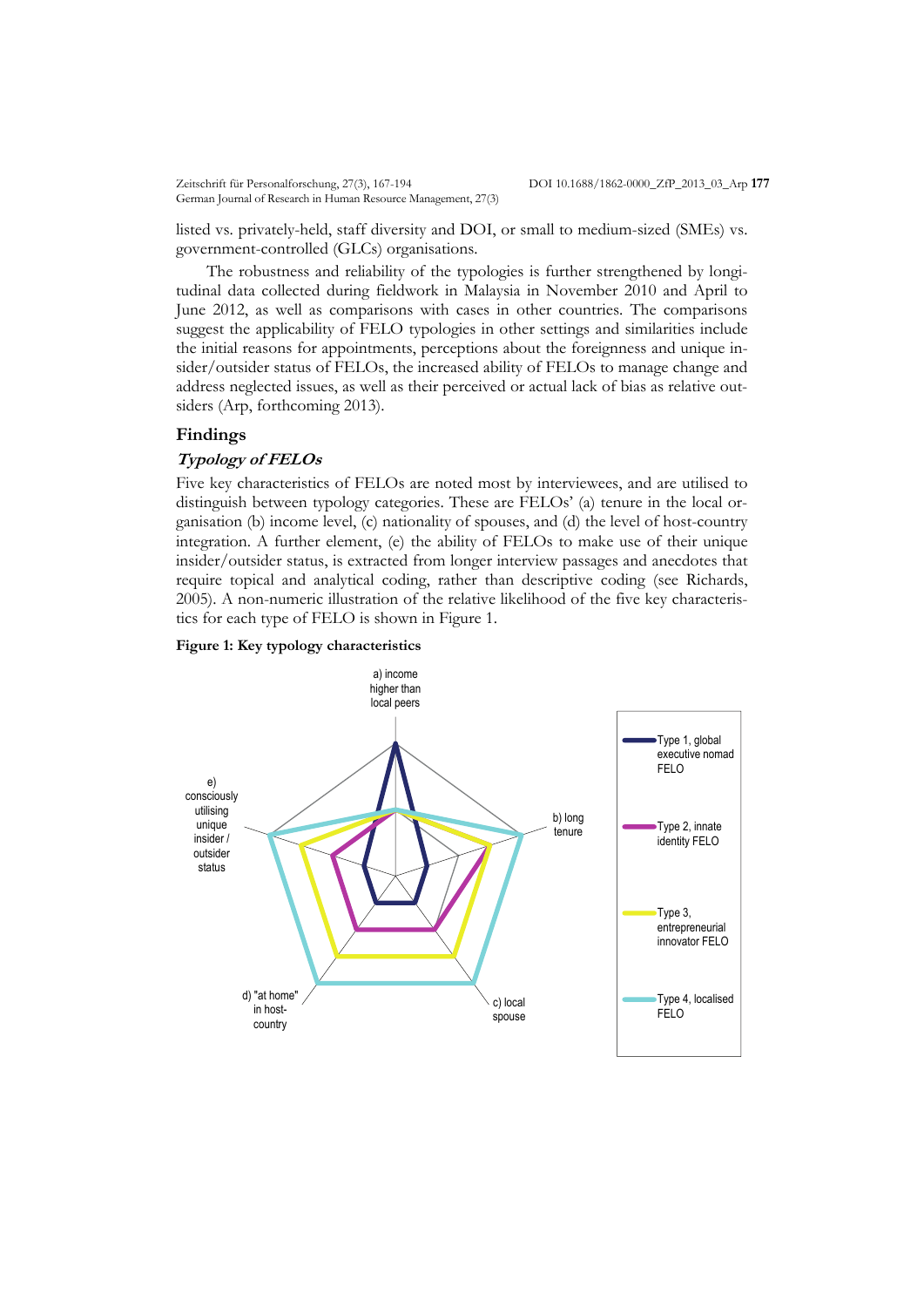listed vs. privately-held, staff diversity and DOI, or small to medium-sized (SMEs) vs. government-controlled (GLCs) organisations.

The robustness and reliability of the typologies is further strengthened by longitudinal data collected during fieldwork in Malaysia in November 2010 and April to June 2012, as well as comparisons with cases in other countries. The comparisons suggest the applicability of FELO typologies in other settings and similarities include the initial reasons for appointments, perceptions about the foreignness and unique insider/outsider status of FELOs, the increased ability of FELOs to manage change and address neglected issues, as well as their perceived or actual lack of bias as relative outsiders (Arp, forthcoming 2013).

## Findings

### *Typology of FELOs*

Five key characteristics of FELOs are noted most by interviewees, and are utilised to distinguish between typology categories. These are FELOs' (a) tenure in the local organisation (b) income level, (c) nationality of spouses, and (d) the level of host-country integration. A further element, (e) the ability of FELOs to make use of their unique insider/outsider status, is extracted from longer interview passages and anecdotes that require topical and analytical coding, rather than descriptive coding (see Richards, 2005). A non-numeric illustration of the relative likelihood of the five key characteristics for each type of FELO is shown in Figure 1.

**Figure 1: Key typology characteristics**

a) income higher than local peers

b) long tenure

c) local spouse

d) "at home" in host-country

e) consciously utilising unique insider / outsider status

Type 1, global executive nomad FELO

Type 2, innate identity FELO

Type 3, entrepreneurial innovator FELO

Type 4, localised FELO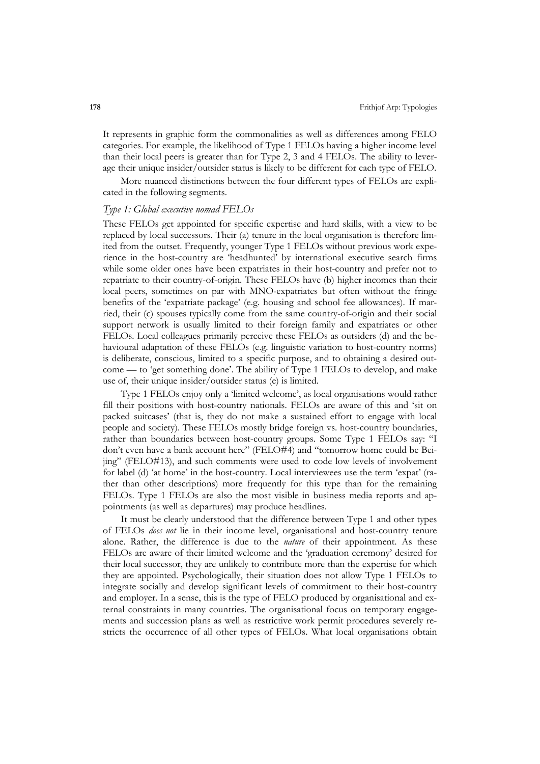It represents in graphic form the commonalities as well as differences among FELO categories. For example, the likelihood of Type 1 FELOs having a higher income level than their local peers is greater than for Type 2, 3 and 4 FELOs. The ability to leverage their unique insider/outsider status is likely to be different for each type of FELO.

More nuanced distinctions between the four different types of FELOs are explicated in the following segments.

### *Type 1: Global executive nomad FELOs*

These FELOs get appointed for specific expertise and hard skills, with a view to be replaced by local successors. Their (a) tenure in the local organisation is therefore limited from the outset. Frequently, younger Type 1 FELOs without previous work experience in the host-country are 'headhunted' by international executive search firms while some older ones have been expatriates in their host-country and prefer not to repatriate to their country-of-origin. These FELOs have (b) higher incomes than their local peers, sometimes on par with MNO-expatriates but often without the fringe benefits of the 'expatriate package' (e.g. housing and school fee allowances). If married, their (c) spouses typically come from the same country-of-origin and their social support network is usually limited to their foreign family and expatriates or other FELOs. Local colleagues primarily perceive these FELOs as outsiders (d) and the behavioural adaptation of these FELOs (e.g. linguistic variation to host-country norms) is deliberate, conscious, limited to a specific purpose, and to obtaining a desired outcome — to 'get something done'. The ability of Type 1 FELOs to develop, and make use of, their unique insider/outsider status (e) is limited.

Type 1 FELOs enjoy only a 'limited welcome', as local organisations would rather fill their positions with host-country nationals. FELOs are aware of this and 'sit on packed suitcases' (that is, they do not make a sustained effort to engage with local people and society). These FELOs mostly bridge foreign vs. host-country boundaries, rather than boundaries between host-country groups. Some Type 1 FELOs say: "I don't even have a bank account here" (FELO#4) and "tomorrow home could be Beijing" (FELO#13), and such comments were used to code low levels of involvement for label (d) 'at home' in the host-country. Local interviewees use the term 'expat' (rather than other descriptions) more frequently for this type than for the remaining FELOs. Type 1 FELOs are also the most visible in business media reports and appointments (as well as departures) may produce headlines.

It must be clearly understood that the difference between Type 1 and other types of FELOs *does not* lie in their income level, organisational and host-country tenure alone. Rather, the difference is due to the *nature* of their appointment. As these FELOs are aware of their limited welcome and the 'graduation ceremony' desired for their local successor, they are unlikely to contribute more than the expertise for which they are appointed. Psychologically, their situation does not allow Type 1 FELOs to integrate socially and develop significant levels of commitment to their host-country and employer. In a sense, this is the type of FELO produced by organisational and external constraints in many countries. The organisational focus on temporary engagements and succession plans as well as restrictive work permit procedures severely restricts the occurrence of all other types of FELOs. What local organisations obtain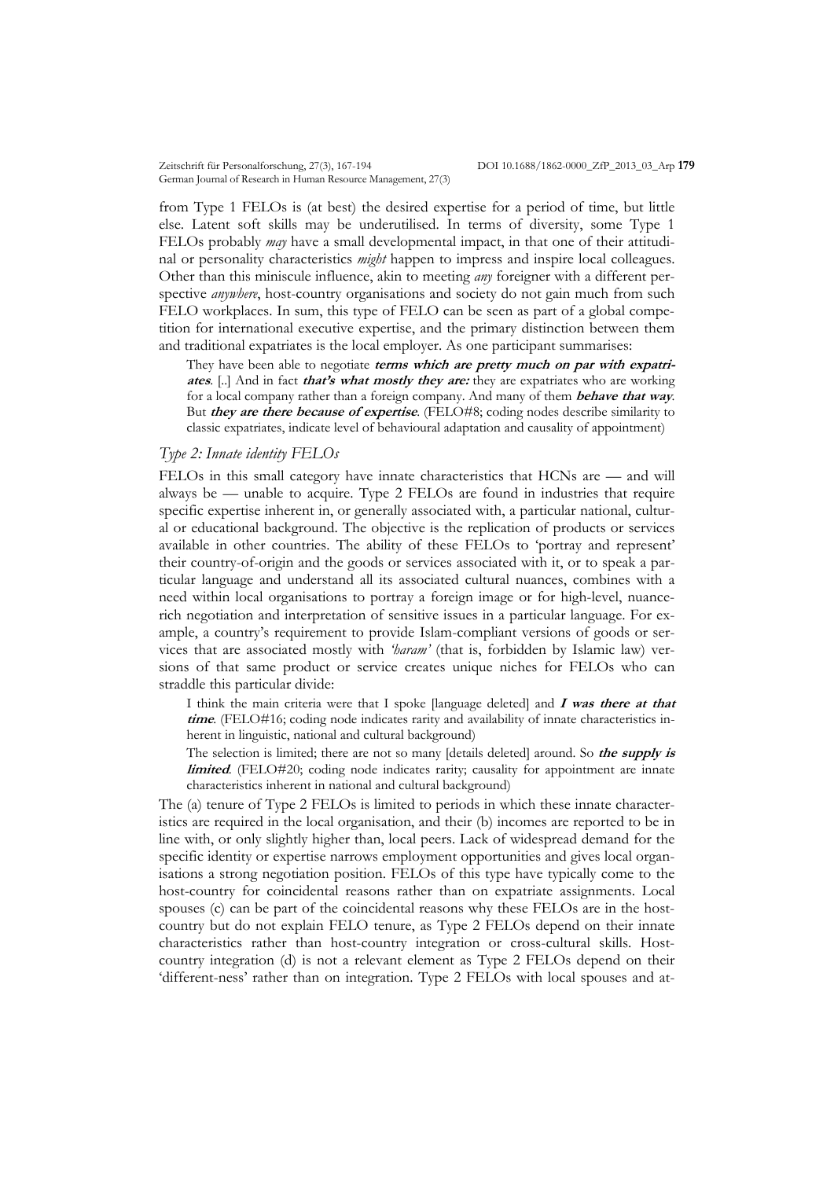from Type 1 FELOs is (at best) the desired expertise for a period of time, but little else. Latent soft skills may be underutilised. In terms of diversity, some Type 1 FELOs probably *may* have a small developmental impact, in that one of their attitudinal or personality characteristics *might* happen to impress and inspire local colleagues. Other than this miniscule influence, akin to meeting *any* foreigner with a different perspective *anywhere*, host-country organisations and society do not gain much from such FELO workplaces. In sum, this type of FELO can be seen as part of a global competition for international executive expertise, and the primary distinction between them and traditional expatriates is the local employer. As one participant summarises:

> They have been able to negotiate ***terms which are pretty much on par with expatriates***. [..] And in fact ***that's what mostly they are:*** they are expatriates who are working for a local company rather than a foreign company. And many of them ***behave that way***. But ***they are there because of expertise***. (FELO#8; coding nodes describe similarity to classic expatriates, indicate level of behavioural adaptation and causality of appointment)

### *Type 2: Innate identity FELOs*

FELOs in this small category have innate characteristics that HCNs are — and will always be — unable to acquire. Type 2 FELOs are found in industries that require specific expertise inherent in, or generally associated with, a particular national, cultural or educational background. The objective is the replication of products or services available in other countries. The ability of these FELOs to 'portray and represent' their country-of-origin and the goods or services associated with it, or to speak a particular language and understand all its associated cultural nuances, combines with a need within local organisations to portray a foreign image or for high-level, nuance-rich negotiation and interpretation of sensitive issues in a particular language. For example, a country's requirement to provide Islam-compliant versions of goods or services that are associated mostly with *'haram'* (that is, forbidden by Islamic law) versions of that same product or service creates unique niches for FELOs who can straddle this particular divide:

> I think the main criteria were that I spoke [language deleted] and ***I was there at that time***. (FELO#16; coding node indicates rarity and availability of innate characteristics inherent in linguistic, national and cultural background)

> The selection is limited; there are not so many [details deleted] around. So ***the supply is limited***. (FELO#20; coding node indicates rarity; causality for appointment are innate characteristics inherent in national and cultural background)

The (a) tenure of Type 2 FELOs is limited to periods in which these innate characteristics are required in the local organisation, and their (b) incomes are reported to be in line with, or only slightly higher than, local peers. Lack of widespread demand for the specific identity or expertise narrows employment opportunities and gives local organisations a strong negotiation position. FELOs of this type have typically come to the host-country for coincidental reasons rather than on expatriate assignments. Local spouses (c) can be part of the coincidental reasons why these FELOs are in the host-country but do not explain FELO tenure, as Type 2 FELOs depend on their innate characteristics rather than host-country integration or cross-cultural skills. Host-country integration (d) is not a relevant element as Type 2 FELOs depend on their 'different-ness' rather than on integration. Type 2 FELOs with local spouses and at-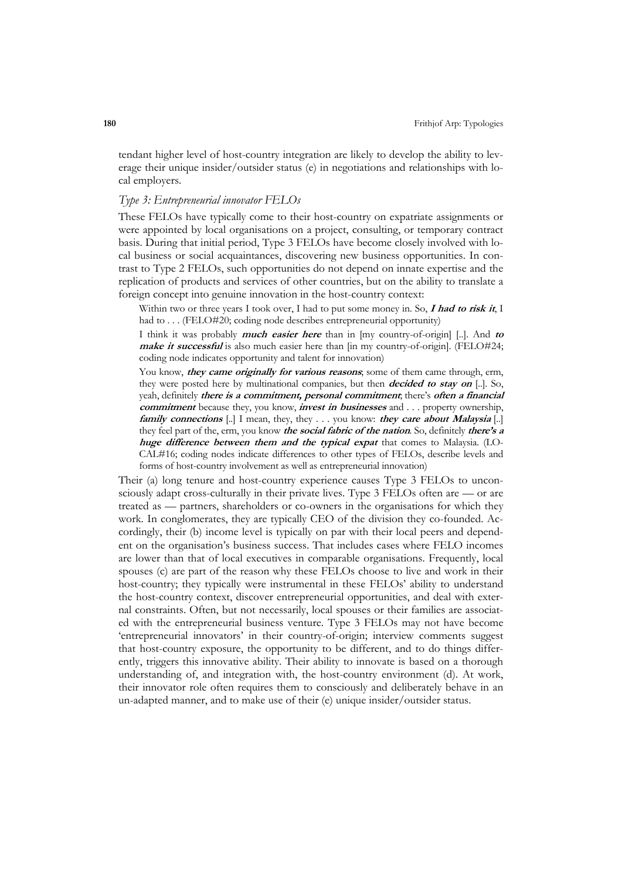tendant higher level of host-country integration are likely to develop the ability to leverage their unique insider/outsider status (e) in negotiations and relationships with local employers.

### *Type 3: Entrepreneurial innovator FELOs*

These FELOs have typically come to their host-country on expatriate assignments or were appointed by local organisations on a project, consulting, or temporary contract basis. During that initial period, Type 3 FELOs have become closely involved with local business or social acquaintances, discovering new business opportunities. In contrast to Type 2 FELOs, such opportunities do not depend on innate expertise and the replication of products and services of other countries, but on the ability to translate a foreign concept into genuine innovation in the host-country context:

> Within two or three years I took over, I had to put some money in. So, ***I had to risk it***, I had to . . . (FELO#20; coding node describes entrepreneurial opportunity)

> I think it was probably ***much easier here*** than in [my country-of-origin] [..]. And ***to make it successful*** is also much easier here than [in my country-of-origin]. (FELO#24; coding node indicates opportunity and talent for innovation)

> You know, ***they came originally for various reasons***; some of them came through, erm, they were posted here by multinational companies, but then ***decided to stay on*** [..]. So, yeah, definitely ***there is a commitment, personal commitment***; there's ***often a financial commitment*** because they, you know, ***invest in businesses*** and . . . property ownership, ***family connections*** [..] I mean, they, they . . . you know: ***they care about Malaysia*** [..] they feel part of the, erm, you know ***the social fabric of the nation***. So, definitely ***there's a huge difference between them and the typical expat*** that comes to Malaysia. (LOCAL#16; coding nodes indicate differences to other types of FELOs, describe levels and forms of host-country involvement as well as entrepreneurial innovation)

Their (a) long tenure and host-country experience causes Type 3 FELOs to unconsciously adapt cross-culturally in their private lives. Type 3 FELOs often are — or are treated as — partners, shareholders or co-owners in the organisations for which they work. In conglomerates, they are typically CEO of the division they co-founded. Accordingly, their (b) income level is typically on par with their local peers and dependent on the organisation's business success. That includes cases where FELO incomes are lower than that of local executives in comparable organisations. Frequently, local spouses (c) are part of the reason why these FELOs choose to live and work in their host-country; they typically were instrumental in these FELOs' ability to understand the host-country context, discover entrepreneurial opportunities, and deal with external constraints. Often, but not necessarily, local spouses or their families are associated with the entrepreneurial business venture. Type 3 FELOs may not have become 'entrepreneurial innovators' in their country-of-origin; interview comments suggest that host-country exposure, the opportunity to be different, and to do things differently, triggers this innovative ability. Their ability to innovate is based on a thorough understanding of, and integration with, the host-country environment (d). At work, their innovator role often requires them to consciously and deliberately behave in an un-adapted manner, and to make use of their (e) unique insider/outsider status.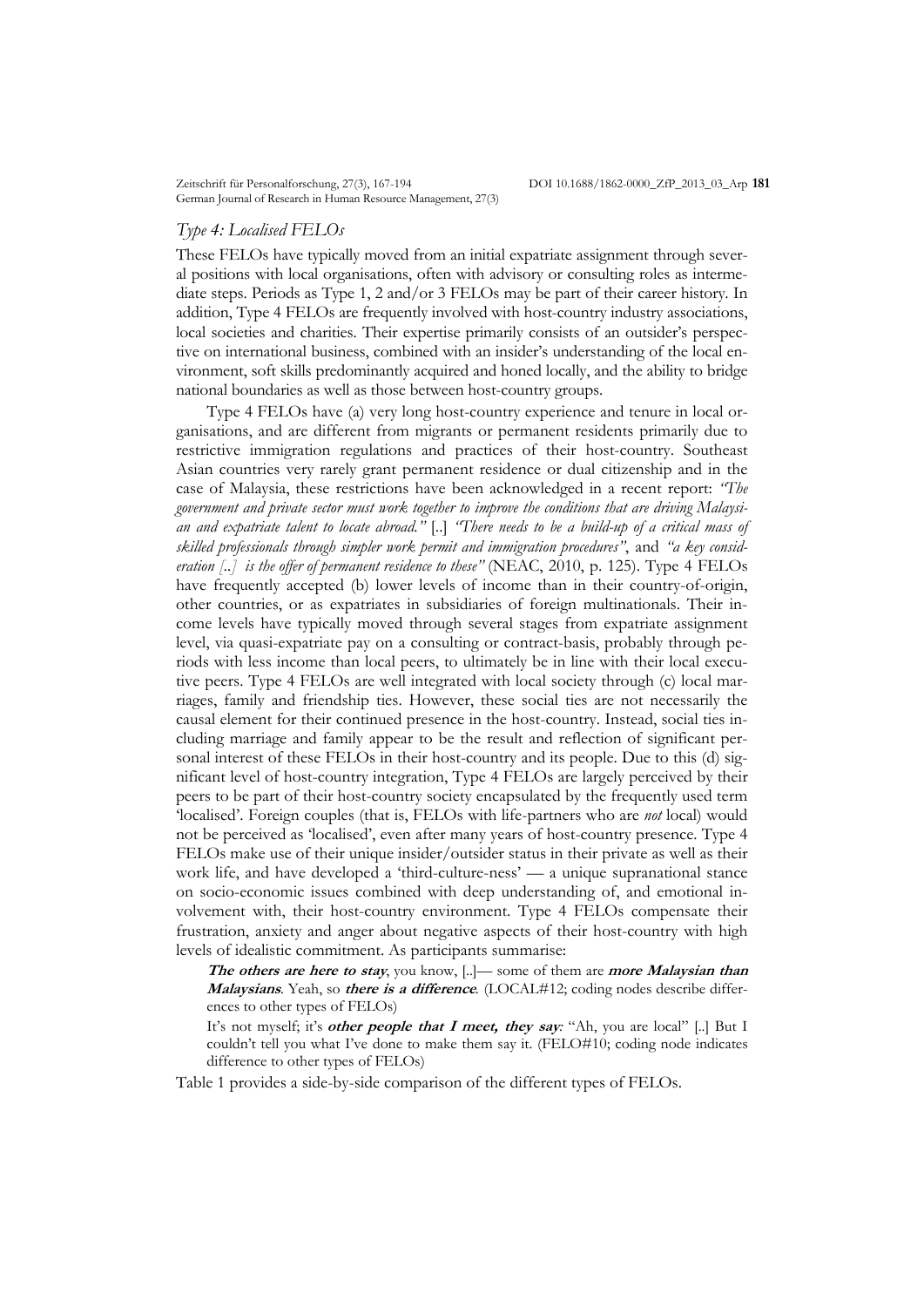### *Type 4: Localised FELOs*

These FELOs have typically moved from an initial expatriate assignment through several positions with local organisations, often with advisory or consulting roles as intermediate steps. Periods as Type 1, 2 and/or 3 FELOs may be part of their career history. In addition, Type 4 FELOs are frequently involved with host-country industry associations, local societies and charities. Their expertise primarily consists of an outsider's perspective on international business, combined with an insider's understanding of the local environment, soft skills predominantly acquired and honed locally, and the ability to bridge national boundaries as well as those between host-country groups.

Type 4 FELOs have (a) very long host-country experience and tenure in local organisations, and are different from migrants or permanent residents primarily due to restrictive immigration regulations and practices of their host-country. Southeast Asian countries very rarely grant permanent residence or dual citizenship and in the case of Malaysia, these restrictions have been acknowledged in a recent report: *"The government and private sector must work together to improve the conditions that are driving Malaysian and expatriate talent to locate abroad."* [..] *"There needs to be a build-up of a critical mass of skilled professionals through simpler work permit and immigration procedures"*, and *"a key consideration [..] is the offer of permanent residence to these"* (NEAC, 2010, p. 125). Type 4 FELOs have frequently accepted (b) lower levels of income than in their country-of-origin, other countries, or as expatriates in subsidiaries of foreign multinationals. Their income levels have typically moved through several stages from expatriate assignment level, via quasi-expatriate pay on a consulting or contract-basis, probably through periods with less income than local peers, to ultimately be in line with their local executive peers. Type 4 FELOs are well integrated with local society through (c) local marriages, family and friendship ties. However, these social ties are not necessarily the causal element for their continued presence in the host-country. Instead, social ties including marriage and family appear to be the result and reflection of significant personal interest of these FELOs in their host-country and its people. Due to this (d) significant level of host-country integration, Type 4 FELOs are largely perceived by their peers to be part of their host-country society encapsulated by the frequently used term 'localised'. Foreign couples (that is, FELOs with life-partners who are *not* local) would not be perceived as 'localised', even after many years of host-country presence. Type 4 FELOs make use of their unique insider/outsider status in their private as well as their work life, and have developed a 'third-culture-ness' — a unique supranational stance on socio-economic issues combined with deep understanding of, and emotional involvement with, their host-country environment. Type 4 FELOs compensate their frustration, anxiety and anger about negative aspects of their host-country with high levels of idealistic commitment. As participants summarise:

> ***The others are here to stay***, you know, [..]— some of them are ***more Malaysian than Malaysians***. Yeah, so ***there is a difference***. (LOCAL#12; coding nodes describe differences to other types of FELOs)

> It's not myself; it's ***other people that I meet, they say***: "Ah, you are local" [..] But I couldn't tell you what I've done to make them say it. (FELO#10; coding node indicates difference to other types of FELOs)

Table 1 provides a side-by-side comparison of the different types of FELOs.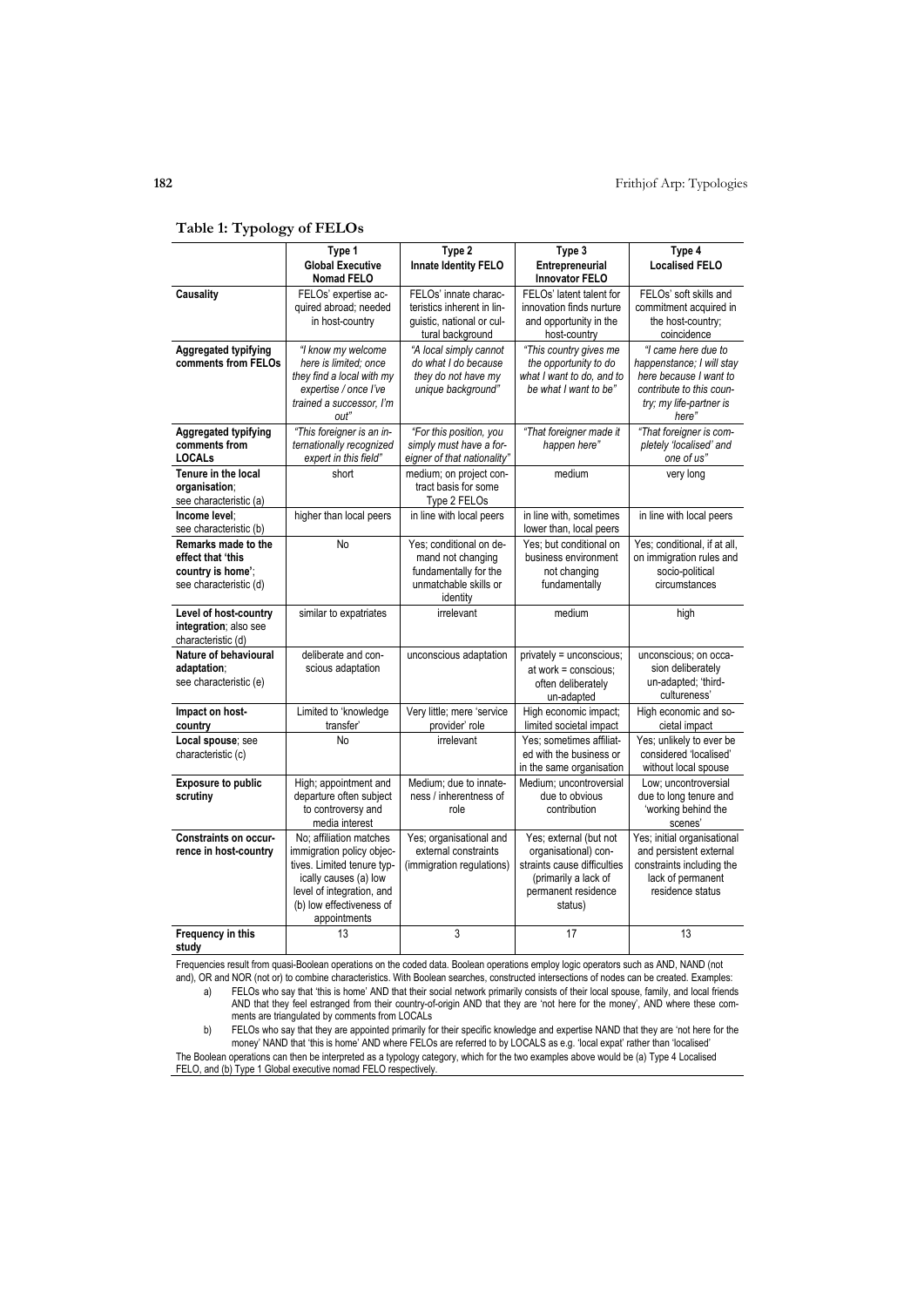**Table 1: Typology of FELOs**

| | Type 1 **Global Executive Nomad FELO** | Type 2 **Innate Identity FELO** | Type 3 **Entrepreneurial Innovator FELO** | Type 4 **Localised FELO** |
|---|---|---|---|---|
| **Causality** | FELOs' expertise acquired abroad; needed in host-country | FELOs' innate characteristics inherent in linguistic, national or cultural background | FELOs' latent talent for innovation finds nurture and opportunity in the host-country | FELOs' soft skills and commitment acquired in the host-country; coincidence |
| **Aggregated typifying comments from FELOs** | *"I know my welcome here is limited; once they find a local with my expertise / once I've trained a successor, I'm out"* | *"A local simply cannot do what I do because they do not have my unique background"* | *"This country gives me the opportunity to do what I want to do, and to be what I want to be"* | *"I came here due to happenstance; I will stay here because I want to contribute to this country; my life-partner is here"* |
| **Aggregated typifying comments from LOCALs** | *"This foreigner is an internationally recognized expert in this field"* | *"For this position, you simply must have a foreigner of that nationality"* | *"That foreigner made it happen here"* | *"That foreigner is completely 'localised' and one of us"* |
| **Tenure in the local organisation**; see characteristic (a) | short | medium; on project contract basis for some Type 2 FELOs | medium | very long |
| **Income level**; see characteristic (b) | higher than local peers | in line with local peers | in line with, sometimes lower than, local peers | in line with local peers |
| **Remarks made to the effect that 'this country is home'**; see characteristic (d) | No | Yes; conditional on demand not changing fundamentally for the unmatchable skills or identity | Yes; but conditional on business environment not changing fundamentally | Yes; conditional, if at all, on immigration rules and socio-political circumstances |
| **Level of host-country integration**; also see characteristic (d) | similar to expatriates | irrelevant | medium | high |
| **Nature of behavioural adaptation**; see characteristic (e) | deliberate and conscious adaptation | unconscious adaptation | privately = unconscious; at work = conscious; often deliberately un-adapted | unconscious; on occasion deliberately un-adapted; 'third-cultureness' |
| **Impact on host-country** | Limited to 'knowledge transfer' | Very little; mere 'service provider' role | High economic impact; limited societal impact | High economic and societal impact |
| **Local spouse**; see characteristic (c) | No | irrelevant | Yes; sometimes affiliated with the business or in the same organisation | Yes; unlikely to ever be considered 'localised' without local spouse |
| **Exposure to public scrutiny** | High; appointment and departure often subject to controversy and media interest | Medium; due to innateness / inherentness of role | Medium; uncontroversial due to obvious contribution | Low; uncontroversial due to long tenure and 'working behind the scenes' |
| **Constraints on occurrence in host-country** | No; affiliation matches immigration policy objectives. Limited tenure typically causes (a) low level of integration, and (b) low effectiveness of appointments | Yes; organisational and external constraints (immigration regulations) | Yes; external (but not organisational) constraints cause difficulties (primarily a lack of permanent residence status) | Yes; initial organisational and persistent external constraints including the lack of permanent residence status |
| **Frequency in this study** | 13 | 3 | 17 | 13 |

Frequencies result from quasi-Boolean operations on the coded data. Boolean operations employ logic operators such as AND, NAND (not and), OR and NOR (not or) to combine characteristics. With Boolean searches, constructed intersections of nodes can be created. Examples:

a) FELOs who say that 'this is home' AND that their social network primarily consists of their local spouse, family, and local friends AND that they feel estranged from their country-of-origin AND that they are 'not here for the money', AND where these comments are triangulated by comments from LOCALs

b) FELOs who say that they are appointed primarily for their specific knowledge and expertise NAND that they are 'not here for the money' NAND that 'this is home' AND where FELOs are referred to by LOCALS as e.g. 'local expat' rather than 'localised'

The Boolean operations can then be interpreted as a typology category, which for the two examples above would be (a) Type 4 Localised FELO, and (b) Type 1 Global executive nomad FELO respectively.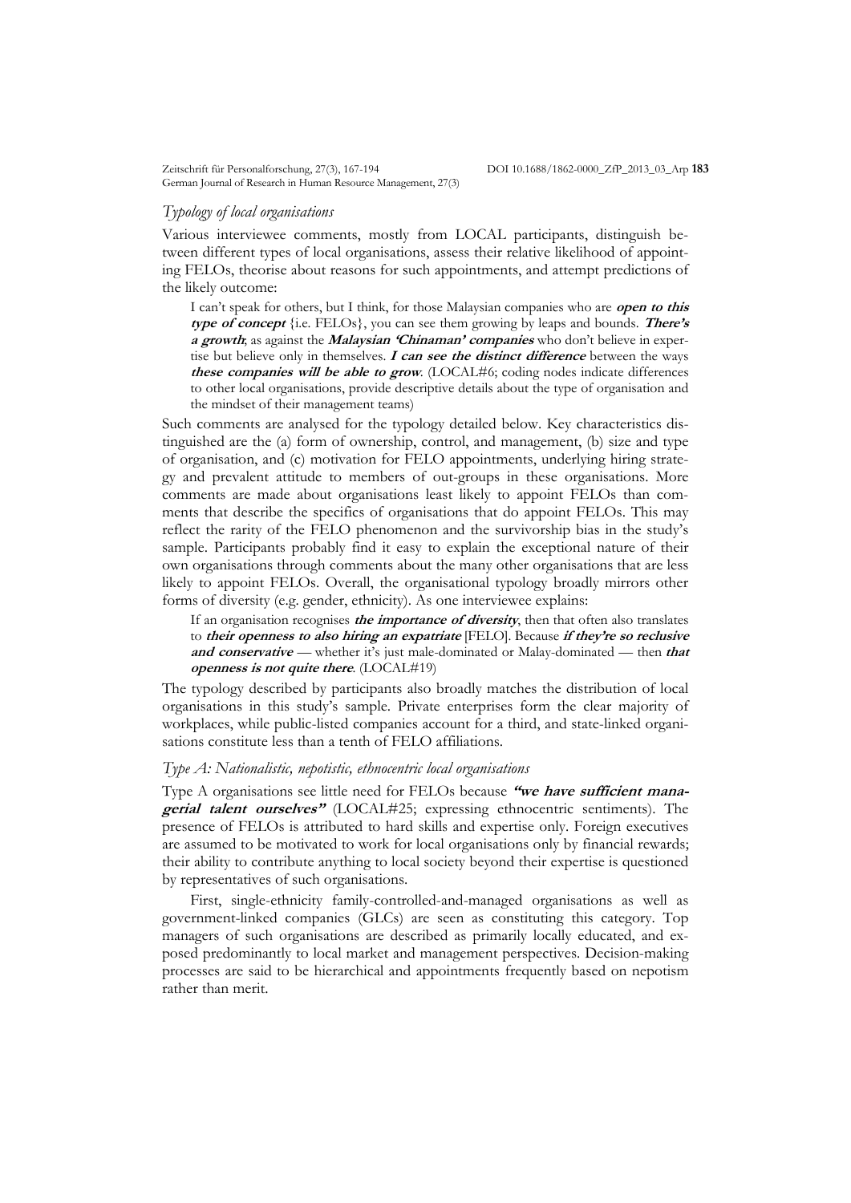### *Typology of local organisations*

Various interviewee comments, mostly from LOCAL participants, distinguish between different types of local organisations, assess their relative likelihood of appointing FELOs, theorise about reasons for such appointments, and attempt predictions of the likely outcome:

> I can't speak for others, but I think, for those Malaysian companies who are ***open to this type of concept*** {i.e. FELOs}, you can see them growing by leaps and bounds. ***There's a growth***, as against the ***Malaysian 'Chinaman' companies*** who don't believe in expertise but believe only in themselves. ***I can see the distinct difference*** between the ways ***these companies will be able to grow***. (LOCAL#6; coding nodes indicate differences to other local organisations, provide descriptive details about the type of organisation and the mindset of their management teams)

Such comments are analysed for the typology detailed below. Key characteristics distinguished are the (a) form of ownership, control, and management, (b) size and type of organisation, and (c) motivation for FELO appointments, underlying hiring strategy and prevalent attitude to members of out-groups in these organisations. More comments are made about organisations least likely to appoint FELOs than comments that describe the specifics of organisations that do appoint FELOs. This may reflect the rarity of the FELO phenomenon and the survivorship bias in the study's sample. Participants probably find it easy to explain the exceptional nature of their own organisations through comments about the many other organisations that are less likely to appoint FELOs. Overall, the organisational typology broadly mirrors other forms of diversity (e.g. gender, ethnicity). As one interviewee explains:

> If an organisation recognises ***the importance of diversity***, then that often also translates to ***their openness to also hiring an expatriate*** [FELO]. Because ***if they're so reclusive and conservative*** — whether it's just male-dominated or Malay-dominated — then ***that openness is not quite there***. (LOCAL#19)

The typology described by participants also broadly matches the distribution of local organisations in this study's sample. Private enterprises form the clear majority of workplaces, while public-listed companies account for a third, and state-linked organisations constitute less than a tenth of FELO affiliations.

### *Type A: Nationalistic, nepotistic, ethnocentric local organisations*

Type A organisations see little need for FELOs because ***"we have sufficient managerial talent ourselves"*** (LOCAL#25; expressing ethnocentric sentiments). The presence of FELOs is attributed to hard skills and expertise only. Foreign executives are assumed to be motivated to work for local organisations only by financial rewards; their ability to contribute anything to local society beyond their expertise is questioned by representatives of such organisations.

First, single-ethnicity family-controlled-and-managed organisations as well as government-linked companies (GLCs) are seen as constituting this category. Top managers of such organisations are described as primarily locally educated, and exposed predominantly to local market and management perspectives. Decision-making processes are said to be hierarchical and appointments frequently based on nepotism rather than merit.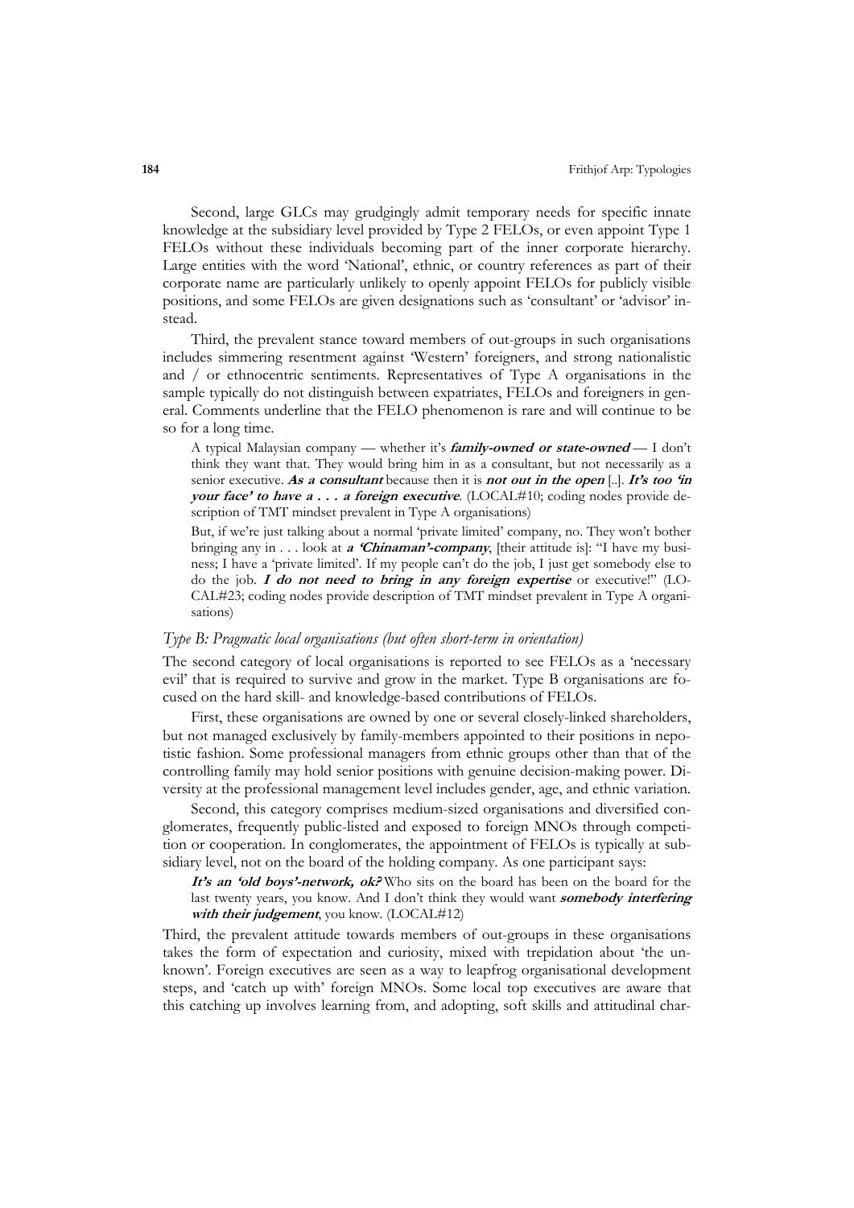Second, large GLCs may grudgingly admit temporary needs for specific innate knowledge at the subsidiary level provided by Type 2 FELOs, or even appoint Type 1 FELOs without these individuals becoming part of the inner corporate hierarchy. Large entities with the word 'National', ethnic, or country references as part of their corporate name are particularly unlikely to openly appoint FELOs for publicly visible positions, and some FELOs are given designations such as 'consultant' or 'advisor' instead.

Third, the prevalent stance toward members of out-groups in such organisations includes simmering resentment against 'Western' foreigners, and strong nationalistic and / or ethnocentric sentiments. Representatives of Type A organisations in the sample typically do not distinguish between expatriates, FELOs and foreigners in general. Comments underline that the FELO phenomenon is rare and will continue to be so for a long time.

> A typical Malaysian company — whether it's ***family-owned or state-owned*** — I don't think they want that. They would bring him in as a consultant, but not necessarily as a senior executive. ***As a consultant*** because then it is ***not out in the open*** [..]. ***It's too 'in your face' to have a . . . a foreign executive***. (LOCAL#10; coding nodes provide description of TMT mindset prevalent in Type A organisations)

> But, if we're just talking about a normal 'private limited' company, no. They won't bother bringing any in . . . look at ***a 'Chinaman'-company***, [their attitude is]: "I have my business; I have a 'private limited'. If my people can't do the job, I just get somebody else to do the job. ***I do not need to bring in any foreign expertise*** or executive!" (LOCAL#23; coding nodes provide description of TMT mindset prevalent in Type A organisations)

### *Type B: Pragmatic local organisations (but often short-term in orientation)*

The second category of local organisations is reported to see FELOs as a 'necessary evil' that is required to survive and grow in the market. Type B organisations are focused on the hard skill- and knowledge-based contributions of FELOs.

First, these organisations are owned by one or several closely-linked shareholders, but not managed exclusively by family-members appointed to their positions in nepotistic fashion. Some professional managers from ethnic groups other than that of the controlling family may hold senior positions with genuine decision-making power. Diversity at the professional management level includes gender, age, and ethnic variation.

Second, this category comprises medium-sized organisations and diversified conglomerates, frequently public-listed and exposed to foreign MNOs through competition or cooperation. In conglomerates, the appointment of FELOs is typically at subsidiary level, not on the board of the holding company. As one participant says:

> ***It's an 'old boys'-network, ok?*** Who sits on the board has been on the board for the last twenty years, you know. And I don't think they would want ***somebody interfering with their judgement***, you know. (LOCAL#12)

Third, the prevalent attitude towards members of out-groups in these organisations takes the form of expectation and curiosity, mixed with trepidation about 'the unknown'. Foreign executives are seen as a way to leapfrog organisational development steps, and 'catch up with' foreign MNOs. Some local top executives are aware that this catching up involves learning from, and adopting, soft skills and attitudinal char-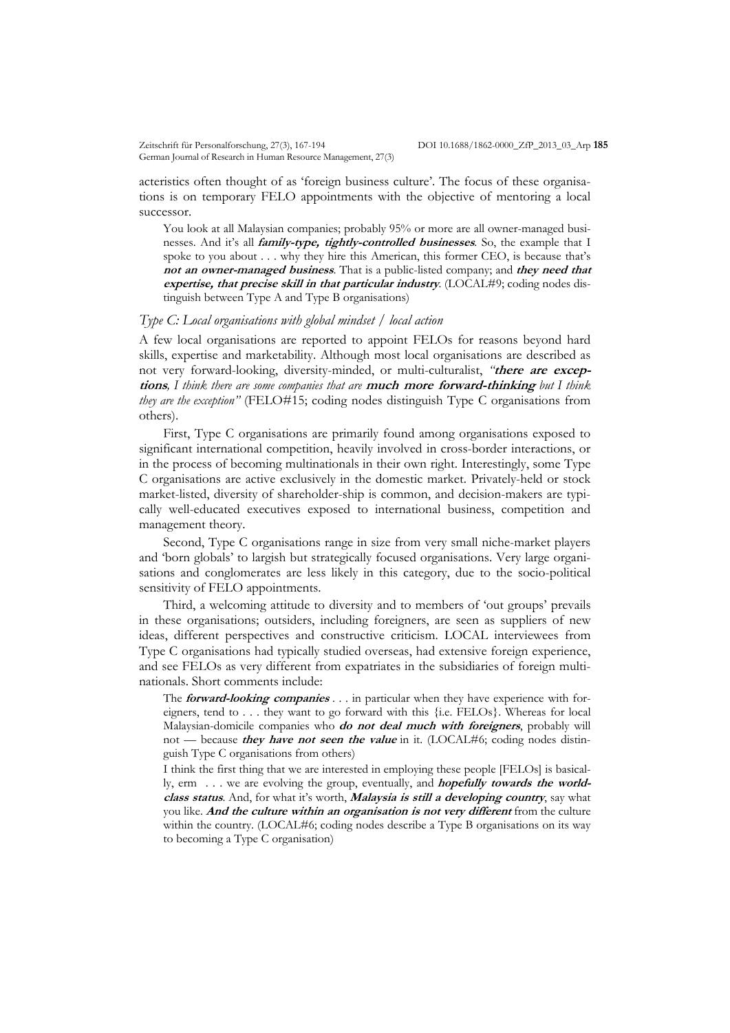acteristics often thought of as 'foreign business culture'. The focus of these organisations is on temporary FELO appointments with the objective of mentoring a local successor.

> You look at all Malaysian companies; probably 95% or more are all owner-managed businesses. And it's all ***family-type, tightly-controlled businesses***. So, the example that I spoke to you about . . . why they hire this American, this former CEO, is because that's ***not an owner-managed business***. That is a public-listed company; and ***they need that expertise, that precise skill in that particular industry***. (LOCAL#9; coding nodes distinguish between Type A and Type B organisations)

### *Type C: Local organisations with global mindset / local action*

A few local organisations are reported to appoint FELOs for reasons beyond hard skills, expertise and marketability. Although most local organisations are described as not very forward-looking, diversity-minded, or multi-culturalist, *"**there are exceptions**, I think there are some companies that are **much more forward-thinking** but I think they are the exception"* (FELO#15; coding nodes distinguish Type C organisations from others).

First, Type C organisations are primarily found among organisations exposed to significant international competition, heavily involved in cross-border interactions, or in the process of becoming multinationals in their own right. Interestingly, some Type C organisations are active exclusively in the domestic market. Privately-held or stock market-listed, diversity of shareholder-ship is common, and decision-makers are typically well-educated executives exposed to international business, competition and management theory.

Second, Type C organisations range in size from very small niche-market players and 'born globals' to largish but strategically focused organisations. Very large organisations and conglomerates are less likely in this category, due to the socio-political sensitivity of FELO appointments.

Third, a welcoming attitude to diversity and to members of 'out groups' prevails in these organisations; outsiders, including foreigners, are seen as suppliers of new ideas, different perspectives and constructive criticism. LOCAL interviewees from Type C organisations had typically studied overseas, had extensive foreign experience, and see FELOs as very different from expatriates in the subsidiaries of foreign multinationals. Short comments include:

> The ***forward-looking companies*** . . . in particular when they have experience with foreigners, tend to . . . they want to go forward with this {i.e. FELOs}. Whereas for local Malaysian-domicile companies who ***do not deal much with foreigners***, probably will not — because ***they have not seen the value*** in it. (LOCAL#6; coding nodes distinguish Type C organisations from others)

> I think the first thing that we are interested in employing these people [FELOs] is basically, erm . . . we are evolving the group, eventually, and ***hopefully towards the world-class status***. And, for what it's worth, ***Malaysia is still a developing country***, say what you like. ***And the culture within an organisation is not very different*** from the culture within the country. (LOCAL#6; coding nodes describe a Type B organisations on its way to becoming a Type C organisation)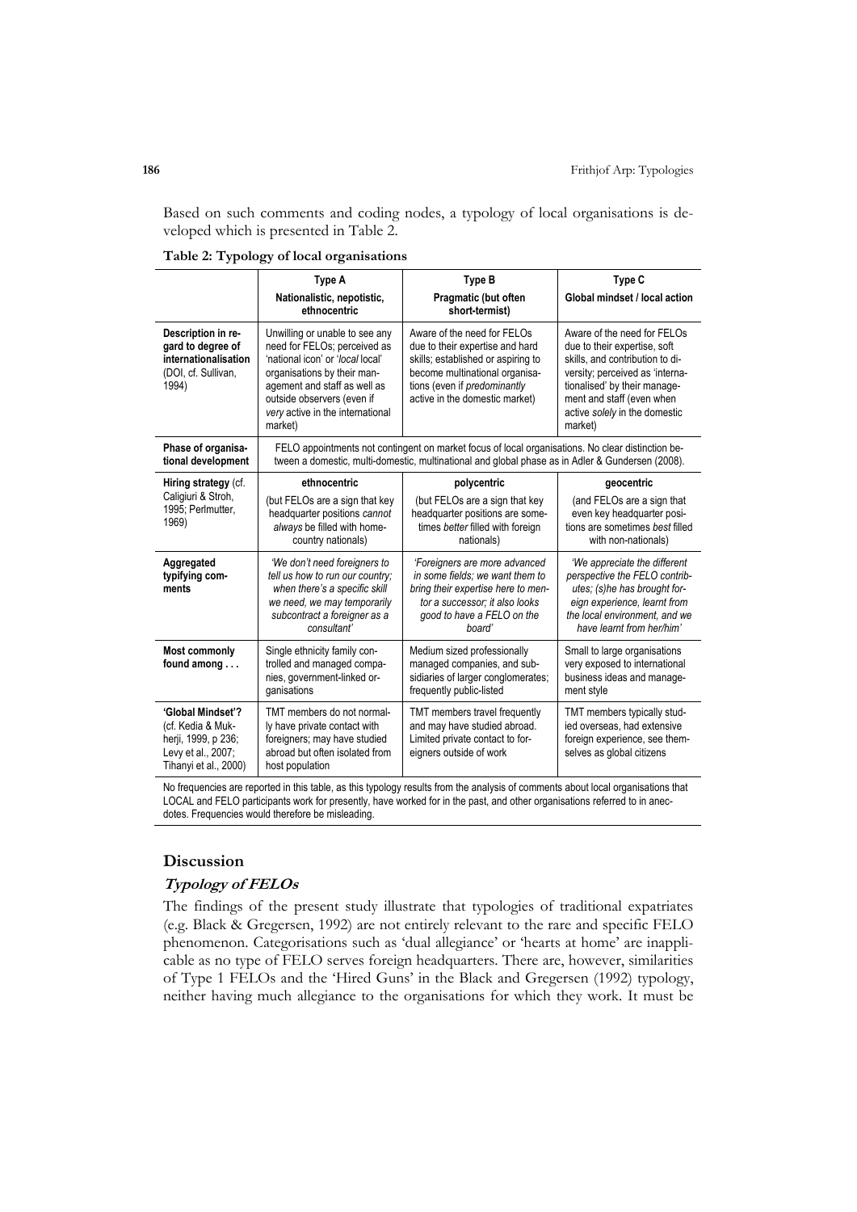Based on such comments and coding nodes, a typology of local organisations is developed which is presented in Table 2.

**Table 2: Typology of local organisations**

| | **Type A** **Nationalistic, nepotistic, ethnocentric** | **Type B** **Pragmatic (but often short-termist)** | **Type C** **Global mindset / local action** |
|---|---|---|---|
| **Description in regard to degree of internationalisation** (DOI, cf. Sullivan, 1994) | Unwilling or unable to see any need for FELOs; perceived as 'national icon' or '*local* local' organisations by their management and staff as well as outside observers (even if *very* active in the international market) | Aware of the need for FELOs due to their expertise and hard skills; established or aspiring to become multinational organisations (even if *predominantly* active in the domestic market) | Aware of the need for FELOs due to their expertise, soft skills, and contribution to diversity; perceived as 'internationalised' by their management and staff (even when active *solely* in the domestic market) |
| **Phase of organisational development** | FELO appointments not contingent on market focus of local organisations. No clear distinction between a domestic, multi-domestic, multinational and global phase as in Adler & Gundersen (2008). | | |
| **Hiring strategy** (cf. Caligiuri & Stroh, 1995; Perlmutter, 1969) | **ethnocentric** (but FELOs are a sign that key headquarter positions *cannot always* be filled with home-country nationals) | **polycentric** (but FELOs are a sign that key headquarter positions are sometimes *better* filled with foreign nationals) | **geocentric** (and FELOs are a sign that even key headquarter positions are sometimes *best* filled with non-nationals) |
| **Aggregated typifying comments** | *'We don't need foreigners to tell us how to run our country; when there's a specific skill we need, we may temporarily subcontract a foreigner as a consultant'* | *'Foreigners are more advanced in some fields; we want them to bring their expertise here to mentor a successor; it also looks good to have a FELO on the board'* | *'We appreciate the different perspective the FELO contributes; (s)he has brought foreign experience, learnt from the local environment, and we have learnt from her/him'* |
| **Most commonly found among . . .** | Single ethnicity family controlled and managed companies, government-linked organisations | Medium sized professionally managed companies, and subsidiaries of larger conglomerates; frequently public-listed | Small to large organisations very exposed to international business ideas and management style |
| **'Global Mindset'?** (cf. Kedia & Mukherji, 1999, p 236; Levy et al., 2007; Tihanyi et al., 2000) | TMT members do not normally have private contact with foreigners; may have studied abroad but often isolated from host population | TMT members travel frequently and may have studied abroad. Limited private contact to foreigners outside of work | TMT members typically studied overseas, had extensive foreign experience, see themselves as global citizens |

No frequencies are reported in this table, as this typology results from the analysis of comments about local organisations that LOCAL and FELO participants work for presently, have worked for in the past, and other organisations referred to in anecdotes. Frequencies would therefore be misleading.

## Discussion

### *Typology of FELOs*

The findings of the present study illustrate that typologies of traditional expatriates (e.g. Black & Gregersen, 1992) are not entirely relevant to the rare and specific FELO phenomenon. Categorisations such as 'dual allegiance' or 'hearts at home' are inapplicable as no type of FELO serves foreign headquarters. There are, however, similarities of Type 1 FELOs and the 'Hired Guns' in the Black and Gregersen (1992) typology, neither having much allegiance to the organisations for which they work. It must be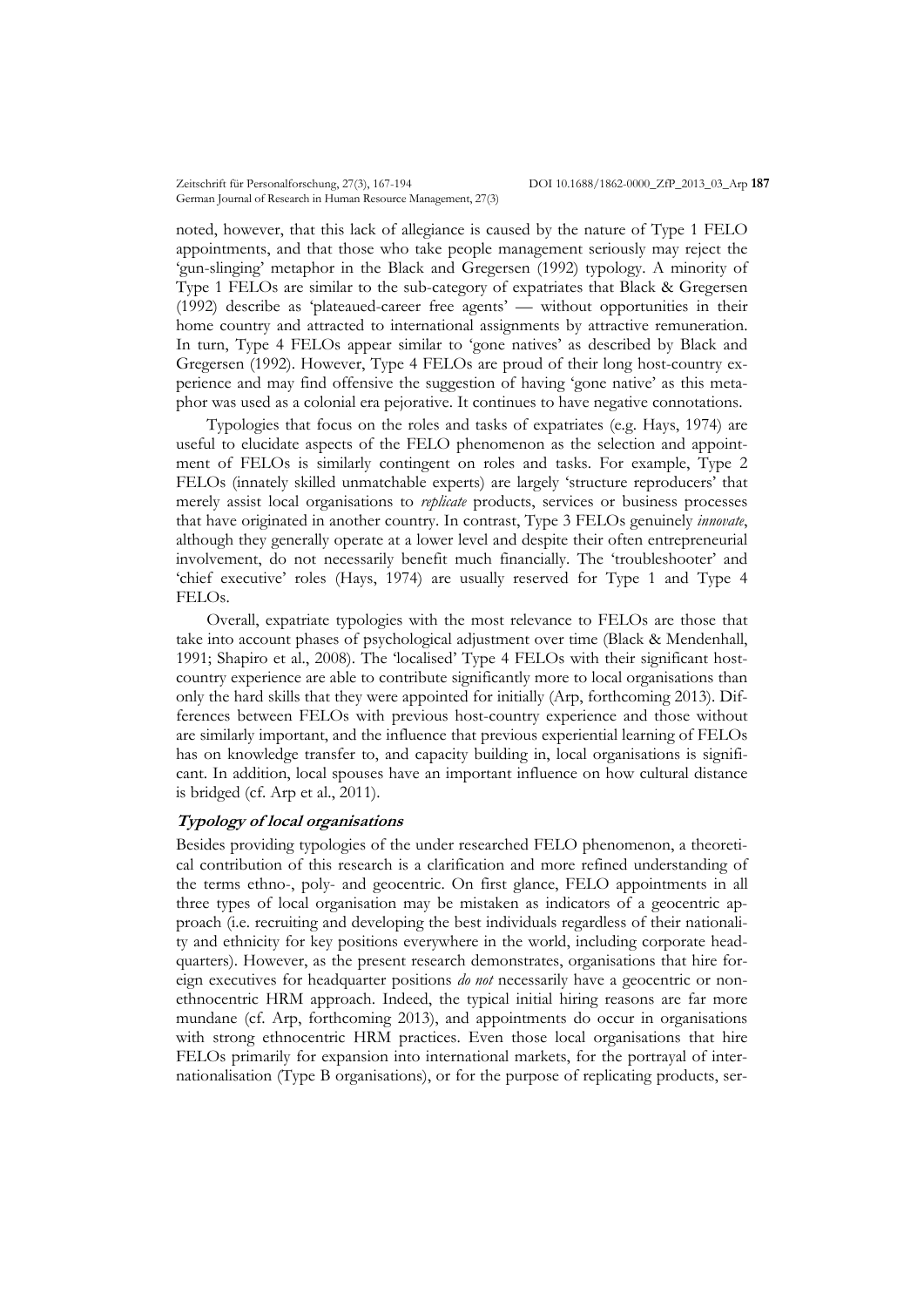noted, however, that this lack of allegiance is caused by the nature of Type 1 FELO appointments, and that those who take people management seriously may reject the 'gun-slinging' metaphor in the Black and Gregersen (1992) typology. A minority of Type 1 FELOs are similar to the sub-category of expatriates that Black & Gregersen (1992) describe as 'plateaued-career free agents' — without opportunities in their home country and attracted to international assignments by attractive remuneration. In turn, Type 4 FELOs appear similar to 'gone natives' as described by Black and Gregersen (1992). However, Type 4 FELOs are proud of their long host-country experience and may find offensive the suggestion of having 'gone native' as this metaphor was used as a colonial era pejorative. It continues to have negative connotations.

Typologies that focus on the roles and tasks of expatriates (e.g. Hays, 1974) are useful to elucidate aspects of the FELO phenomenon as the selection and appointment of FELOs is similarly contingent on roles and tasks. For example, Type 2 FELOs (innately skilled unmatchable experts) are largely 'structure reproducers' that merely assist local organisations to *replicate* products, services or business processes that have originated in another country. In contrast, Type 3 FELOs genuinely *innovate*, although they generally operate at a lower level and despite their often entrepreneurial involvement, do not necessarily benefit much financially. The 'troubleshooter' and 'chief executive' roles (Hays, 1974) are usually reserved for Type 1 and Type 4 FELOs.

Overall, expatriate typologies with the most relevance to FELOs are those that take into account phases of psychological adjustment over time (Black & Mendenhall, 1991; Shapiro et al., 2008). The 'localised' Type 4 FELOs with their significant host-country experience are able to contribute significantly more to local organisations than only the hard skills that they were appointed for initially (Arp, forthcoming 2013). Differences between FELOs with previous host-country experience and those without are similarly important, and the influence that previous experiential learning of FELOs has on knowledge transfer to, and capacity building in, local organisations is significant. In addition, local spouses have an important influence on how cultural distance is bridged (cf. Arp et al., 2011).

### *Typology of local organisations*

Besides providing typologies of the under researched FELO phenomenon, a theoretical contribution of this research is a clarification and more refined understanding of the terms ethno-, poly- and geocentric. On first glance, FELO appointments in all three types of local organisation may be mistaken as indicators of a geocentric approach (i.e. recruiting and developing the best individuals regardless of their nationality and ethnicity for key positions everywhere in the world, including corporate headquarters). However, as the present research demonstrates, organisations that hire foreign executives for headquarter positions *do not* necessarily have a geocentric or non-ethnocentric HRM approach. Indeed, the typical initial hiring reasons are far more mundane (cf. Arp, forthcoming 2013), and appointments do occur in organisations with strong ethnocentric HRM practices. Even those local organisations that hire FELOs primarily for expansion into international markets, for the portrayal of internationalisation (Type B organisations), or for the purpose of replicating products, ser-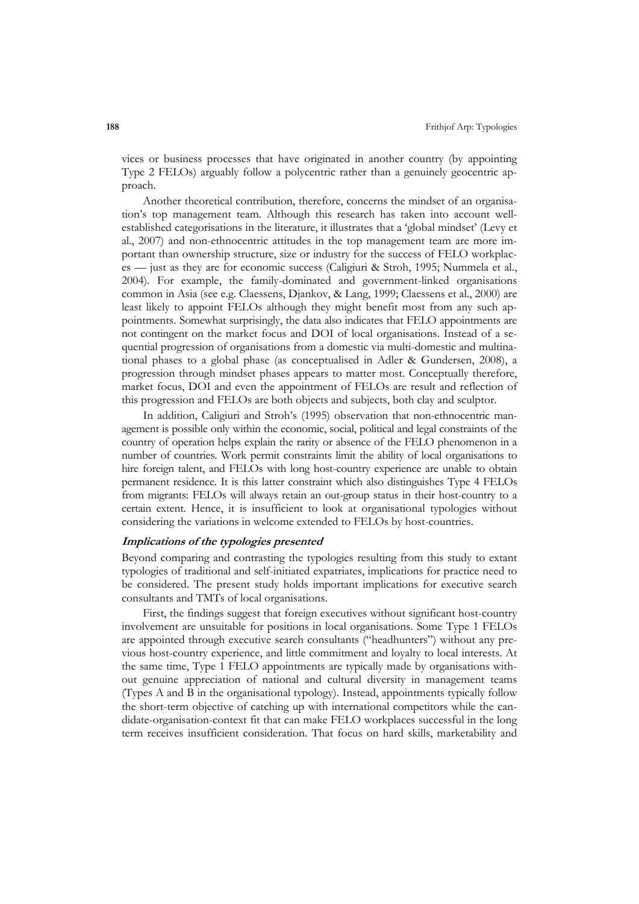vices or business processes that have originated in another country (by appointing Type 2 FELOs) arguably follow a polycentric rather than a genuinely geocentric approach.

Another theoretical contribution, therefore, concerns the mindset of an organisation's top management team. Although this research has taken into account well-established categorisations in the literature, it illustrates that a 'global mindset' (Levy et al., 2007) and non-ethnocentric attitudes in the top management team are more important than ownership structure, size or industry for the success of FELO workplaces — just as they are for economic success (Caligiuri & Stroh, 1995; Nummela et al., 2004). For example, the family-dominated and government-linked organisations common in Asia (see e.g. Claessens, Djankov, & Lang, 1999; Claessens et al., 2000) are least likely to appoint FELOs although they might benefit most from any such appointments. Somewhat surprisingly, the data also indicates that FELO appointments are not contingent on the market focus and DOI of local organisations. Instead of a sequential progression of organisations from a domestic via multi-domestic and multinational phases to a global phase (as conceptualised in Adler & Gundersen, 2008), a progression through mindset phases appears to matter most. Conceptually therefore, market focus, DOI and even the appointment of FELOs are result and reflection of this progression and FELOs are both objects and subjects, both clay and sculptor.

In addition, Caligiuri and Stroh's (1995) observation that non-ethnocentric management is possible only within the economic, social, political and legal constraints of the country of operation helps explain the rarity or absence of the FELO phenomenon in a number of countries. Work permit constraints limit the ability of local organisations to hire foreign talent, and FELOs with long host-country experience are unable to obtain permanent residence. It is this latter constraint which also distinguishes Type 4 FELOs from migrants: FELOs will always retain an out-group status in their host-country to a certain extent. Hence, it is insufficient to look at organisational typologies without considering the variations in welcome extended to FELOs by host-countries.

### *Implications of the typologies presented*

Beyond comparing and contrasting the typologies resulting from this study to extant typologies of traditional and self-initiated expatriates, implications for practice need to be considered. The present study holds important implications for executive search consultants and TMTs of local organisations.

First, the findings suggest that foreign executives without significant host-country involvement are unsuitable for positions in local organisations. Some Type 1 FELOs are appointed through executive search consultants ("headhunters") without any previous host-country experience, and little commitment and loyalty to local interests. At the same time, Type 1 FELO appointments are typically made by organisations without genuine appreciation of national and cultural diversity in management teams (Types A and B in the organisational typology). Instead, appointments typically follow the short-term objective of catching up with international competitors while the candidate-organisation-context fit that can make FELO workplaces successful in the long term receives insufficient consideration. That focus on hard skills, marketability and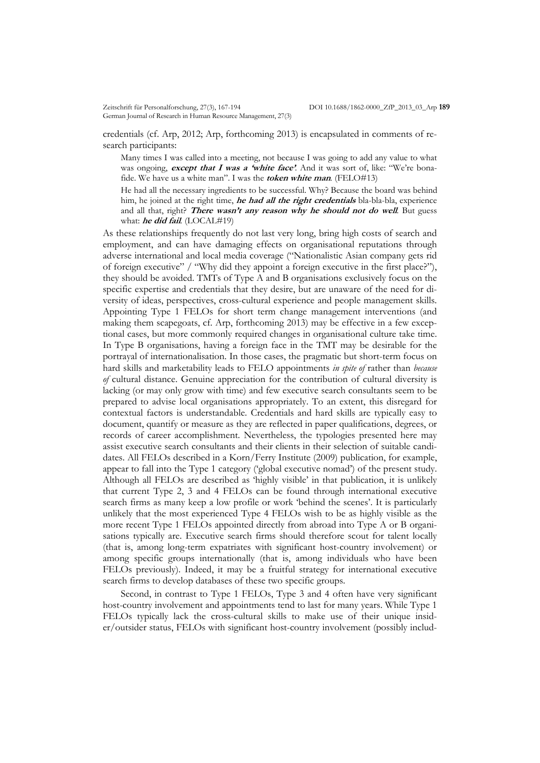credentials (cf. Arp, 2012; Arp, forthcoming 2013) is encapsulated in comments of research participants:

> Many times I was called into a meeting, not because I was going to add any value to what was ongoing, ***except that I was a 'white face'***. And it was sort of, like: "We're bona-fide. We have us a white man". I was the ***token white man***. (FELO#13)
>
> He had all the necessary ingredients to be successful. Why? Because the board was behind him, he joined at the right time, ***he had all the right credentials*** bla-bla-bla, experience and all that, right? ***There wasn't any reason why he should not do well***. But guess what: ***he did fail***. (LOCAL#19)

As these relationships frequently do not last very long, bring high costs of search and employment, and can have damaging effects on organisational reputations through adverse international and local media coverage ("Nationalistic Asian company gets rid of foreign executive" / "Why did they appoint a foreign executive in the first place?"), they should be avoided. TMTs of Type A and B organisations exclusively focus on the specific expertise and credentials that they desire, but are unaware of the need for diversity of ideas, perspectives, cross-cultural experience and people management skills. Appointing Type 1 FELOs for short term change management interventions (and making them scapegoats, cf. Arp, forthcoming 2013) may be effective in a few exceptional cases, but more commonly required changes in organisational culture take time. In Type B organisations, having a foreign face in the TMT may be desirable for the portrayal of internationalisation. In those cases, the pragmatic but short-term focus on hard skills and marketability leads to FELO appointments *in spite of* rather than *because of* cultural distance. Genuine appreciation for the contribution of cultural diversity is lacking (or may only grow with time) and few executive search consultants seem to be prepared to advise local organisations appropriately. To an extent, this disregard for contextual factors is understandable. Credentials and hard skills are typically easy to document, quantify or measure as they are reflected in paper qualifications, degrees, or records of career accomplishment. Nevertheless, the typologies presented here may assist executive search consultants and their clients in their selection of suitable candidates. All FELOs described in a Korn/Ferry Institute (2009) publication, for example, appear to fall into the Type 1 category ('global executive nomad') of the present study. Although all FELOs are described as 'highly visible' in that publication, it is unlikely that current Type 2, 3 and 4 FELOs can be found through international executive search firms as many keep a low profile or work 'behind the scenes'. It is particularly unlikely that the most experienced Type 4 FELOs wish to be as highly visible as the more recent Type 1 FELOs appointed directly from abroad into Type A or B organisations typically are. Executive search firms should therefore scout for talent locally (that is, among long-term expatriates with significant host-country involvement) or among specific groups internationally (that is, among individuals who have been FELOs previously). Indeed, it may be a fruitful strategy for international executive search firms to develop databases of these two specific groups.

Second, in contrast to Type 1 FELOs, Type 3 and 4 often have very significant host-country involvement and appointments tend to last for many years. While Type 1 FELOs typically lack the cross-cultural skills to make use of their unique insider/outsider status, FELOs with significant host-country involvement (possibly includ-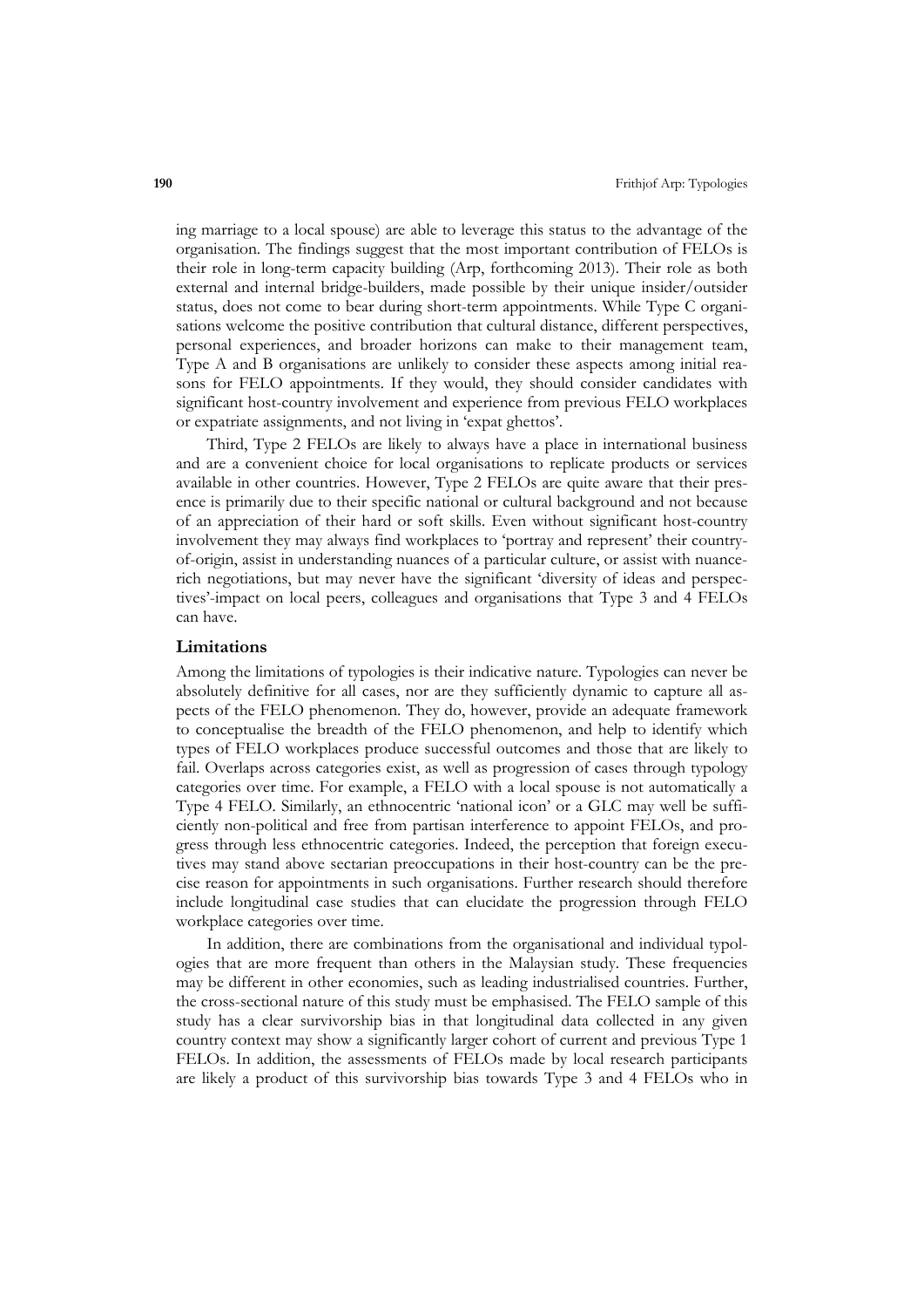ing marriage to a local spouse) are able to leverage this status to the advantage of the organisation. The findings suggest that the most important contribution of FELOs is their role in long-term capacity building (Arp, forthcoming 2013). Their role as both external and internal bridge-builders, made possible by their unique insider/outsider status, does not come to bear during short-term appointments. While Type C organisations welcome the positive contribution that cultural distance, different perspectives, personal experiences, and broader horizons can make to their management team, Type A and B organisations are unlikely to consider these aspects among initial reasons for FELO appointments. If they would, they should consider candidates with significant host-country involvement and experience from previous FELO workplaces or expatriate assignments, and not living in 'expat ghettos'.

Third, Type 2 FELOs are likely to always have a place in international business and are a convenient choice for local organisations to replicate products or services available in other countries. However, Type 2 FELOs are quite aware that their presence is primarily due to their specific national or cultural background and not because of an appreciation of their hard or soft skills. Even without significant host-country involvement they may always find workplaces to 'portray and represent' their country-of-origin, assist in understanding nuances of a particular culture, or assist with nuance-rich negotiations, but may never have the significant 'diversity of ideas and perspectives'-impact on local peers, colleagues and organisations that Type 3 and 4 FELOs can have.

## Limitations

Among the limitations of typologies is their indicative nature. Typologies can never be absolutely definitive for all cases, nor are they sufficiently dynamic to capture all aspects of the FELO phenomenon. They do, however, provide an adequate framework to conceptualise the breadth of the FELO phenomenon, and help to identify which types of FELO workplaces produce successful outcomes and those that are likely to fail. Overlaps across categories exist, as well as progression of cases through typology categories over time. For example, a FELO with a local spouse is not automatically a Type 4 FELO. Similarly, an ethnocentric 'national icon' or a GLC may well be sufficiently non-political and free from partisan interference to appoint FELOs, and progress through less ethnocentric categories. Indeed, the perception that foreign executives may stand above sectarian preoccupations in their host-country can be the precise reason for appointments in such organisations. Further research should therefore include longitudinal case studies that can elucidate the progression through FELO workplace categories over time.

In addition, there are combinations from the organisational and individual typologies that are more frequent than others in the Malaysian study. These frequencies may be different in other economies, such as leading industrialised countries. Further, the cross-sectional nature of this study must be emphasised. The FELO sample of this study has a clear survivorship bias in that longitudinal data collected in any given country context may show a significantly larger cohort of current and previous Type 1 FELOs. In addition, the assessments of FELOs made by local research participants are likely a product of this survivorship bias towards Type 3 and 4 FELOs who in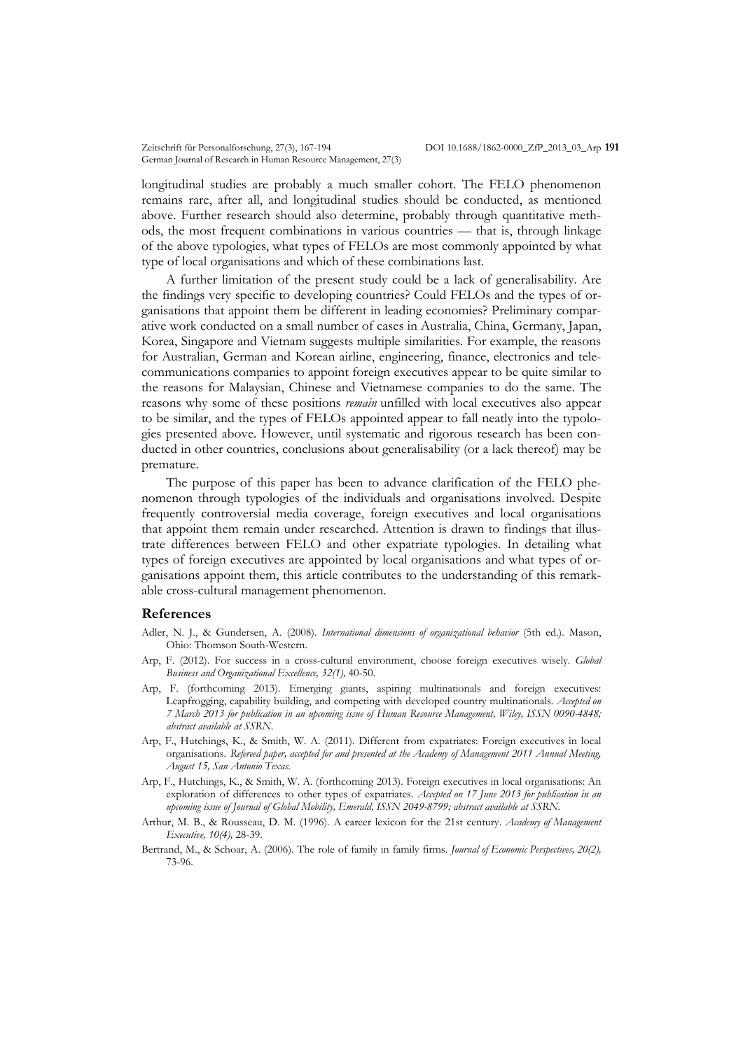longitudinal studies are probably a much smaller cohort. The FELO phenomenon remains rare, after all, and longitudinal studies should be conducted, as mentioned above. Further research should also determine, probably through quantitative methods, the most frequent combinations in various countries — that is, through linkage of the above typologies, what types of FELOs are most commonly appointed by what type of local organisations and which of these combinations last.

A further limitation of the present study could be a lack of generalisability. Are the findings very specific to developing countries? Could FELOs and the types of organisations that appoint them be different in leading economies? Preliminary comparative work conducted on a small number of cases in Australia, China, Germany, Japan, Korea, Singapore and Vietnam suggests multiple similarities. For example, the reasons for Australian, German and Korean airline, engineering, finance, electronics and telecommunications companies to appoint foreign executives appear to be quite similar to the reasons for Malaysian, Chinese and Vietnamese companies to do the same. The reasons why some of these positions *remain* unfilled with local executives also appear to be similar, and the types of FELOs appointed appear to fall neatly into the typologies presented above. However, until systematic and rigorous research has been conducted in other countries, conclusions about generalisability (or a lack thereof) may be premature.

The purpose of this paper has been to advance clarification of the FELO phenomenon through typologies of the individuals and organisations involved. Despite frequently controversial media coverage, foreign executives and local organisations that appoint them remain under researched. Attention is drawn to findings that illustrate differences between FELO and other expatriate typologies. In detailing what types of foreign executives are appointed by local organisations and what types of organisations appoint them, this article contributes to the understanding of this remarkable cross-cultural management phenomenon.

## References

Adler, N. J., & Gundersen, A. (2008). *International dimensions of organizational behavior* (5th ed.). Mason, Ohio: Thomson South-Western.

Arp, F. (2012). For success in a cross-cultural environment, choose foreign executives wisely. *Global Business and Organizational Excellence, 32(1),* 40-50.

Arp, F. (forthcoming 2013). Emerging giants, aspiring multinationals and foreign executives: Leapfrogging, capability building, and competing with developed country multinationals. *Accepted on 7 March 2013 for publication in an upcoming issue of Human Resource Management, Wiley, ISSN 0090-4848; abstract available at SSRN.*

Arp, F., Hutchings, K., & Smith, W. A. (2011). Different from expatriates: Foreign executives in local organisations. *Refereed paper, accepted for and presented at the Academy of Management 2011 Annual Meeting, August 15, San Antonio Texas.*

Arp, F., Hutchings, K., & Smith, W. A. (forthcoming 2013). Foreign executives in local organisations: An exploration of differences to other types of expatriates. *Accepted on 17 June 2013 for publication in an upcoming issue of Journal of Global Mobility, Emerald, ISSN 2049-8799; abstract available at SSRN.*

Arthur, M. B., & Rousseau, D. M. (1996). A career lexicon for the 21st century. *Academy of Management Executive, 10(4),* 28-39.

Bertrand, M., & Schoar, A. (2006). The role of family in family firms. *Journal of Economic Perspectives, 20(2),* 73-96.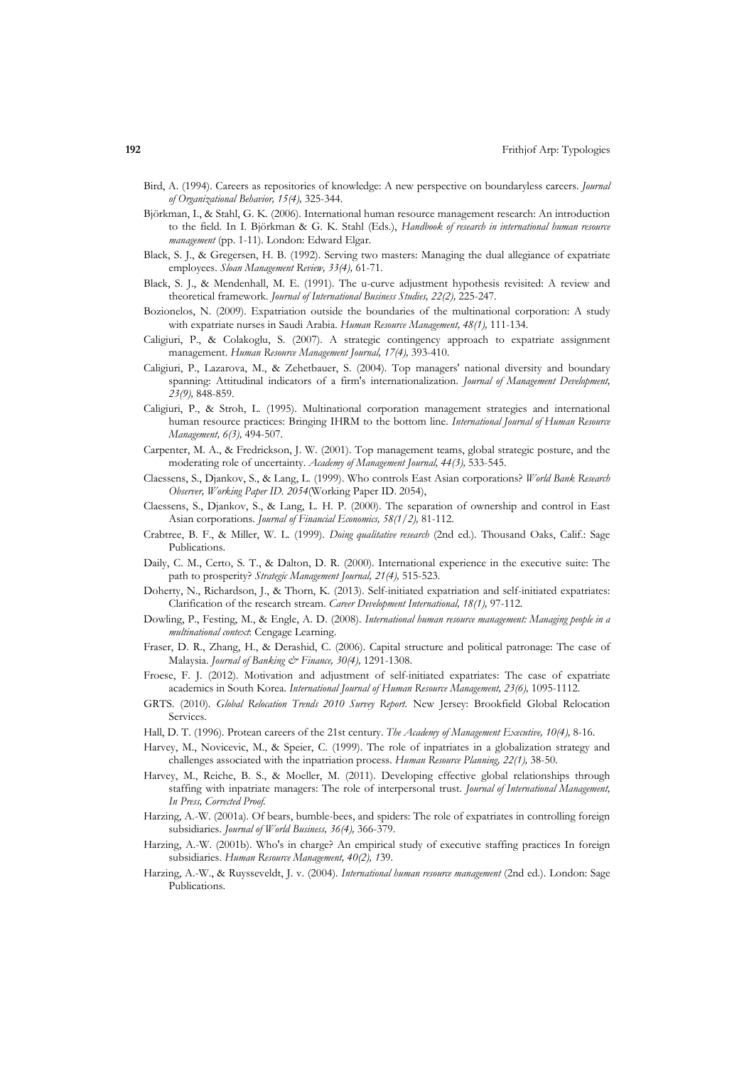Bird, A. (1994). Careers as repositories of knowledge: A new perspective on boundaryless careers. *Journal of Organizational Behavior, 15(4),* 325-344.

Björkman, I., & Stahl, G. K. (2006). International human resource management research: An introduction to the field. In I. Björkman & G. K. Stahl (Eds.), *Handbook of research in international human resource management* (pp. 1-11). London: Edward Elgar.

Black, S. J., & Gregersen, H. B. (1992). Serving two masters: Managing the dual allegiance of expatriate employees. *Sloan Management Review, 33(4),* 61-71.

Black, S. J., & Mendenhall, M. E. (1991). The u-curve adjustment hypothesis revisited: A review and theoretical framework. *Journal of International Business Studies, 22(2),* 225-247.

Bozionelos, N. (2009). Expatriation outside the boundaries of the multinational corporation: A study with expatriate nurses in Saudi Arabia. *Human Resource Management, 48(1),* 111-134.

Caligiuri, P., & Colakoglu, S. (2007). A strategic contingency approach to expatriate assignment management. *Human Resource Management Journal, 17(4),* 393-410.

Caligiuri, P., Lazarova, M., & Zehetbauer, S. (2004). Top managers' national diversity and boundary spanning: Attitudinal indicators of a firm's internationalization. *Journal of Management Development, 23(9),* 848-859.

Caligiuri, P., & Stroh, L. (1995). Multinational corporation management strategies and international human resource practices: Bringing IHRM to the bottom line. *International Journal of Human Resource Management, 6(3),* 494-507.

Carpenter, M. A., & Fredrickson, J. W. (2001). Top management teams, global strategic posture, and the moderating role of uncertainty. *Academy of Management Journal, 44(3),* 533-545.

Claessens, S., Djankov, S., & Lang, L. (1999). Who controls East Asian corporations? *World Bank Research Observer, Working Paper ID. 2054*(Working Paper ID. 2054),

Claessens, S., Djankov, S., & Lang, L. H. P. (2000). The separation of ownership and control in East Asian corporations. *Journal of Financial Economics, 58(1/2),* 81-112.

Crabtree, B. F., & Miller, W. L. (1999). *Doing qualitative research* (2nd ed.). Thousand Oaks, Calif.: Sage Publications.

Daily, C. M., Certo, S. T., & Dalton, D. R. (2000). International experience in the executive suite: The path to prosperity? *Strategic Management Journal, 21(4),* 515-523.

Doherty, N., Richardson, J., & Thorn, K. (2013). Self-initiated expatriation and self-initiated expatriates: Clarification of the research stream. *Career Development International, 18(1),* 97-112.

Dowling, P., Festing, M., & Engle, A. D. (2008). *International human resource management: Managing people in a multinational context*: Cengage Learning.

Fraser, D. R., Zhang, H., & Derashid, C. (2006). Capital structure and political patronage: The case of Malaysia. *Journal of Banking & Finance, 30(4),* 1291-1308.

Froese, F. J. (2012). Motivation and adjustment of self-initiated expatriates: The case of expatriate academics in South Korea. *International Journal of Human Resource Management, 23(6),* 1095-1112.

GRTS. (2010). *Global Relocation Trends 2010 Survey Report.* New Jersey: Brookfield Global Relocation Services.

Hall, D. T. (1996). Protean careers of the 21st century. *The Academy of Management Executive, 10(4),* 8-16.

Harvey, M., Novicevic, M., & Speier, C. (1999). The role of inpatriates in a globalization strategy and challenges associated with the inpatriation process. *Human Resource Planning, 22(1),* 38-50.

Harvey, M., Reiche, B. S., & Moeller, M. (2011). Developing effective global relationships through staffing with inpatriate managers: The role of interpersonal trust. *Journal of International Management, In Press, Corrected Proof.*

Harzing, A.-W. (2001a). Of bears, bumble-bees, and spiders: The role of expatriates in controlling foreign subsidiaries. *Journal of World Business, 36(4),* 366-379.

Harzing, A.-W. (2001b). Who's in charge? An empirical study of executive staffing practices In foreign subsidiaries. *Human Resource Management, 40(2), 1*39.

Harzing, A.-W., & Ruysseveldt, J. v. (2004). *International human resource management* (2nd ed.). London: Sage Publications.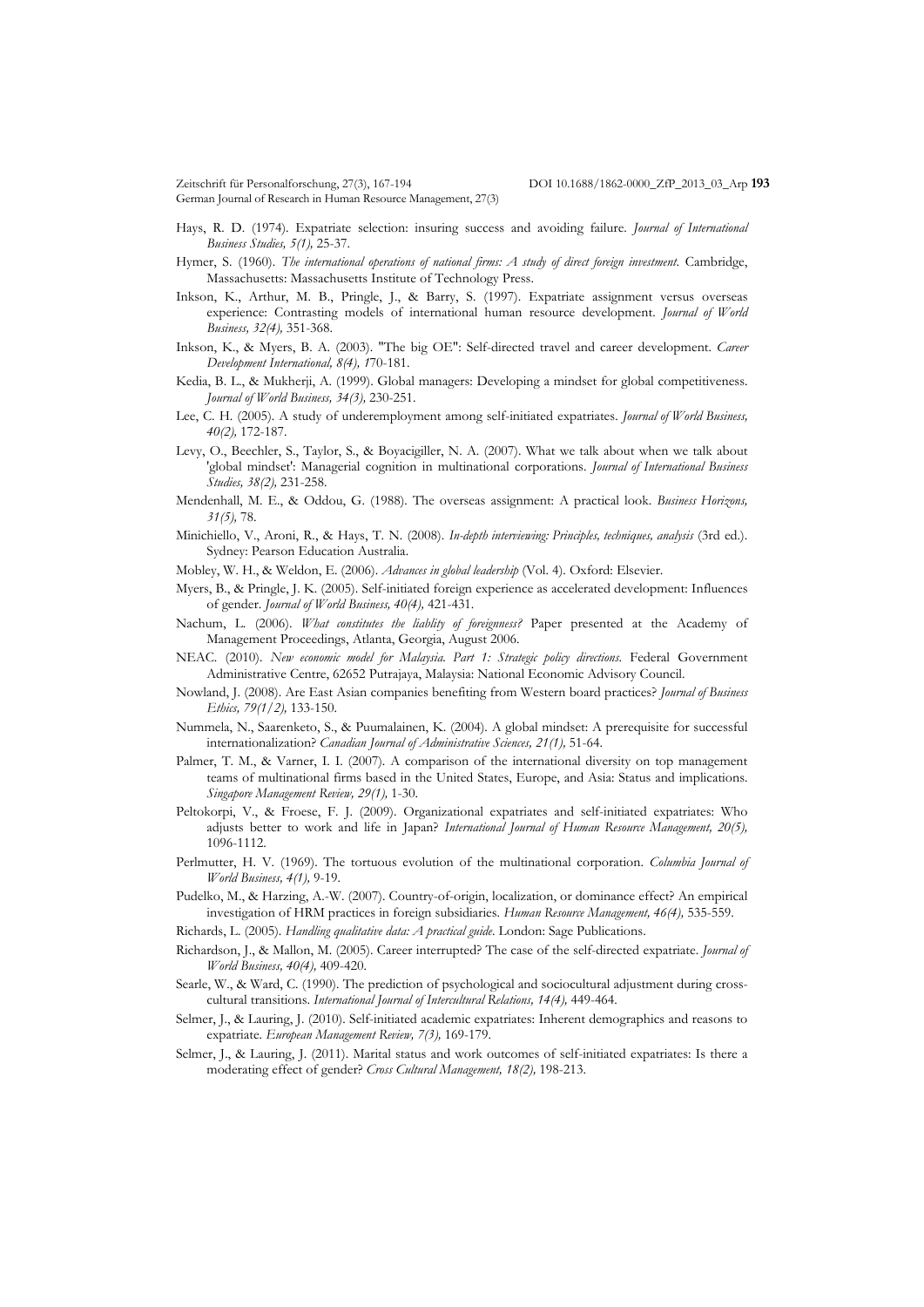Hays, R. D. (1974). Expatriate selection: insuring success and avoiding failure. *Journal of International Business Studies, 5(1),* 25-37.

Hymer, S. (1960). *The international operations of national firms: A study of direct foreign investment.* Cambridge, Massachusetts: Massachusetts Institute of Technology Press.

Inkson, K., Arthur, M. B., Pringle, J., & Barry, S. (1997). Expatriate assignment versus overseas experience: Contrasting models of international human resource development. *Journal of World Business, 32(4),* 351-368.

Inkson, K., & Myers, B. A. (2003). "The big OE": Self-directed travel and career development. *Career Development International, 8(4),* 170-181.

Kedia, B. L., & Mukherji, A. (1999). Global managers: Developing a mindset for global competitiveness. *Journal of World Business, 34(3),* 230-251.

Lee, C. H. (2005). A study of underemployment among self-initiated expatriates. *Journal of World Business, 40(2),* 172-187.

Levy, O., Beechler, S., Taylor, S., & Boyacigiller, N. A. (2007). What we talk about when we talk about 'global mindset': Managerial cognition in multinational corporations. *Journal of International Business Studies, 38(2),* 231-258.

Mendenhall, M. E., & Oddou, G. (1988). The overseas assignment: A practical look. *Business Horizons, 31(5),* 78.

Minichiello, V., Aroni, R., & Hays, T. N. (2008). *In-depth interviewing: Principles, techniques, analysis* (3rd ed.). Sydney: Pearson Education Australia.

Mobley, W. H., & Weldon, E. (2006). *Advances in global leadership* (Vol. 4). Oxford: Elsevier.

Myers, B., & Pringle, J. K. (2005). Self-initiated foreign experience as accelerated development: Influences of gender. *Journal of World Business, 40(4),* 421-431.

Nachum, L. (2006). *What constitutes the liablity of foreignness?* Paper presented at the Academy of Management Proceedings, Atlanta, Georgia, August 2006.

NEAC. (2010). *New economic model for Malaysia. Part 1: Strategic policy directions.* Federal Government Administrative Centre, 62652 Putrajaya, Malaysia: National Economic Advisory Council.

Nowland, J. (2008). Are East Asian companies benefiting from Western board practices? *Journal of Business Ethics, 79(1/2),* 133-150.

Nummela, N., Saarenketo, S., & Puumalainen, K. (2004). A global mindset: A prerequisite for successful internationalization? *Canadian Journal of Administrative Sciences, 21(1),* 51-64.

Palmer, T. M., & Varner, I. I. (2007). A comparison of the international diversity on top management teams of multinational firms based in the United States, Europe, and Asia: Status and implications. *Singapore Management Review, 29(1),* 1-30.

Peltokorpi, V., & Froese, F. J. (2009). Organizational expatriates and self-initiated expatriates: Who adjusts better to work and life in Japan? *International Journal of Human Resource Management, 20(5),* 1096-1112.

Perlmutter, H. V. (1969). The tortuous evolution of the multinational corporation. *Columbia Journal of World Business, 4(1),* 9-19.

Pudelko, M., & Harzing, A.-W. (2007). Country-of-origin, localization, or dominance effect? An empirical investigation of HRM practices in foreign subsidiaries. *Human Resource Management, 46(4),* 535-559.

Richards, L. (2005). *Handling qualitative data: A practical guide.* London: Sage Publications.

Richardson, J., & Mallon, M. (2005). Career interrupted? The case of the self-directed expatriate. *Journal of World Business, 40(4),* 409-420.

Searle, W., & Ward, C. (1990). The prediction of psychological and sociocultural adjustment during cross-cultural transitions. *International Journal of Intercultural Relations, 14(4),* 449-464.

Selmer, J., & Lauring, J. (2010). Self-initiated academic expatriates: Inherent demographics and reasons to expatriate. *European Management Review, 7(3),* 169-179.

Selmer, J., & Lauring, J. (2011). Marital status and work outcomes of self-initiated expatriates: Is there a moderating effect of gender? *Cross Cultural Management, 18(2),* 198-213.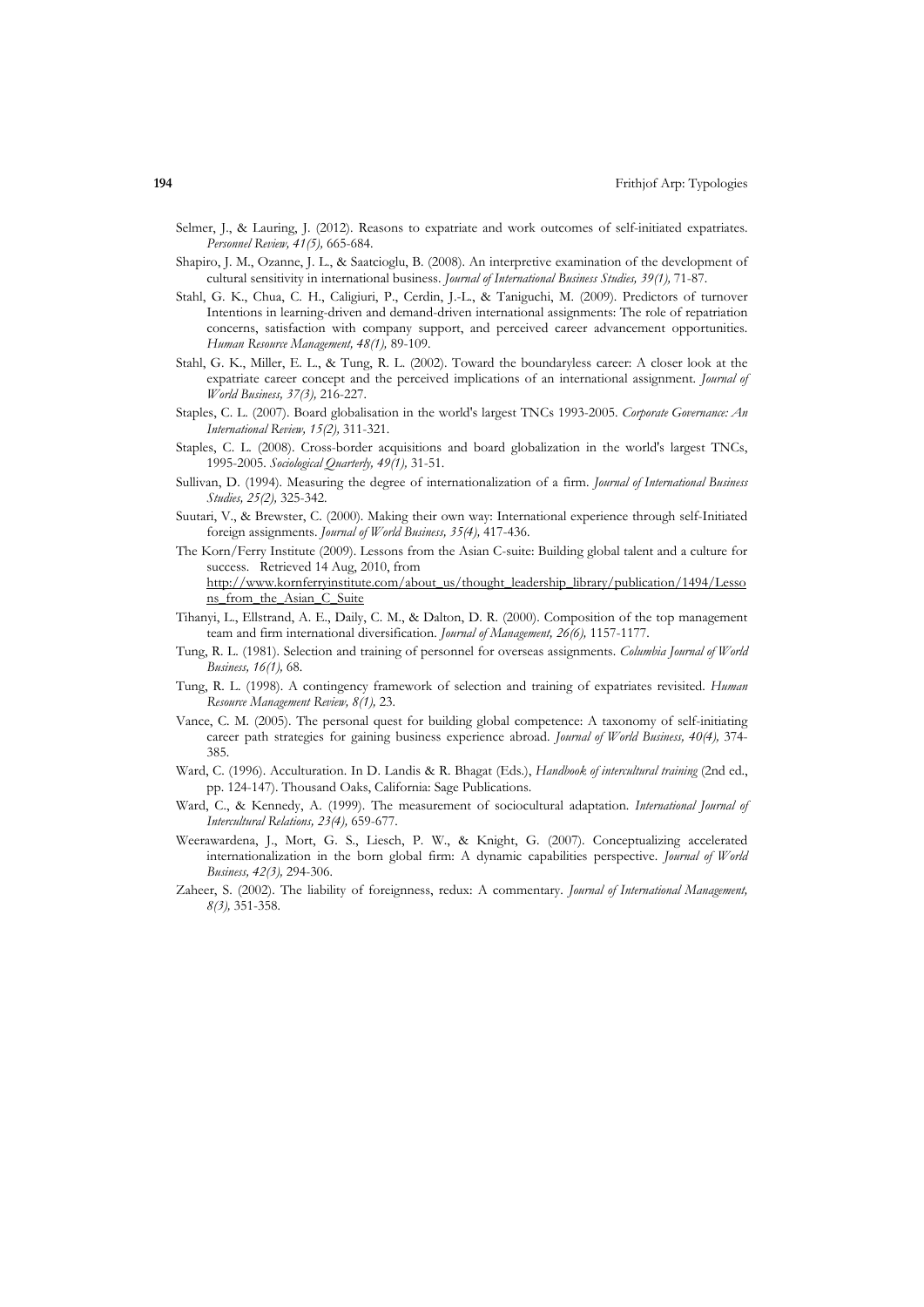Selmer, J., & Lauring, J. (2012). Reasons to expatriate and work outcomes of self-initiated expatriates. *Personnel Review, 41(5),* 665-684.

Shapiro, J. M., Ozanne, J. L., & Saatcioglu, B. (2008). An interpretive examination of the development of cultural sensitivity in international business. *Journal of International Business Studies, 39(1),* 71-87.

Stahl, G. K., Chua, C. H., Caligiuri, P., Cerdin, J.-L., & Taniguchi, M. (2009). Predictors of turnover Intentions in learning-driven and demand-driven international assignments: The role of repatriation concerns, satisfaction with company support, and perceived career advancement opportunities. *Human Resource Management, 48(1),* 89-109.

Stahl, G. K., Miller, E. L., & Tung, R. L. (2002). Toward the boundaryless career: A closer look at the expatriate career concept and the perceived implications of an international assignment. *Journal of World Business, 37(3),* 216-227.

Staples, C. L. (2007). Board globalisation in the world's largest TNCs 1993-2005. *Corporate Governance: An International Review, 15(2),* 311-321.

Staples, C. L. (2008). Cross-border acquisitions and board globalization in the world's largest TNCs, 1995-2005. *Sociological Quarterly, 49(1),* 31-51.

Sullivan, D. (1994). Measuring the degree of internationalization of a firm. *Journal of International Business Studies, 25(2),* 325-342.

Suutari, V., & Brewster, C. (2000). Making their own way: International experience through self-Initiated foreign assignments. *Journal of World Business, 35(4),* 417-436.

The Korn/Ferry Institute (2009). Lessons from the Asian C-suite: Building global talent and a culture for success. Retrieved 14 Aug, 2010, from http://www.kornferryinstitute.com/about_us/thought_leadership_library/publication/1494/Lessons_from_the_Asian_C_Suite

Tihanyi, L., Ellstrand, A. E., Daily, C. M., & Dalton, D. R. (2000). Composition of the top management team and firm international diversification. *Journal of Management, 26(6),* 1157-1177.

Tung, R. L. (1981). Selection and training of personnel for overseas assignments. *Columbia Journal of World Business, 16(1),* 68.

Tung, R. L. (1998). A contingency framework of selection and training of expatriates revisited. *Human Resource Management Review, 8(1),* 23.

Vance, C. M. (2005). The personal quest for building global competence: A taxonomy of self-initiating career path strategies for gaining business experience abroad. *Journal of World Business, 40(4),* 374-385.

Ward, C. (1996). Acculturation. In D. Landis & R. Bhagat (Eds.), *Handbook of intercultural training* (2nd ed., pp. 124-147). Thousand Oaks, California: Sage Publications.

Ward, C., & Kennedy, A. (1999). The measurement of sociocultural adaptation. *International Journal of Intercultural Relations, 23(4),* 659-677.

Weerawardena, J., Mort, G. S., Liesch, P. W., & Knight, G. (2007). Conceptualizing accelerated internationalization in the born global firm: A dynamic capabilities perspective. *Journal of World Business, 42(3),* 294-306.

Zaheer, S. (2002). The liability of foreignness, redux: A commentary. *Journal of International Management, 8(3),* 351-358.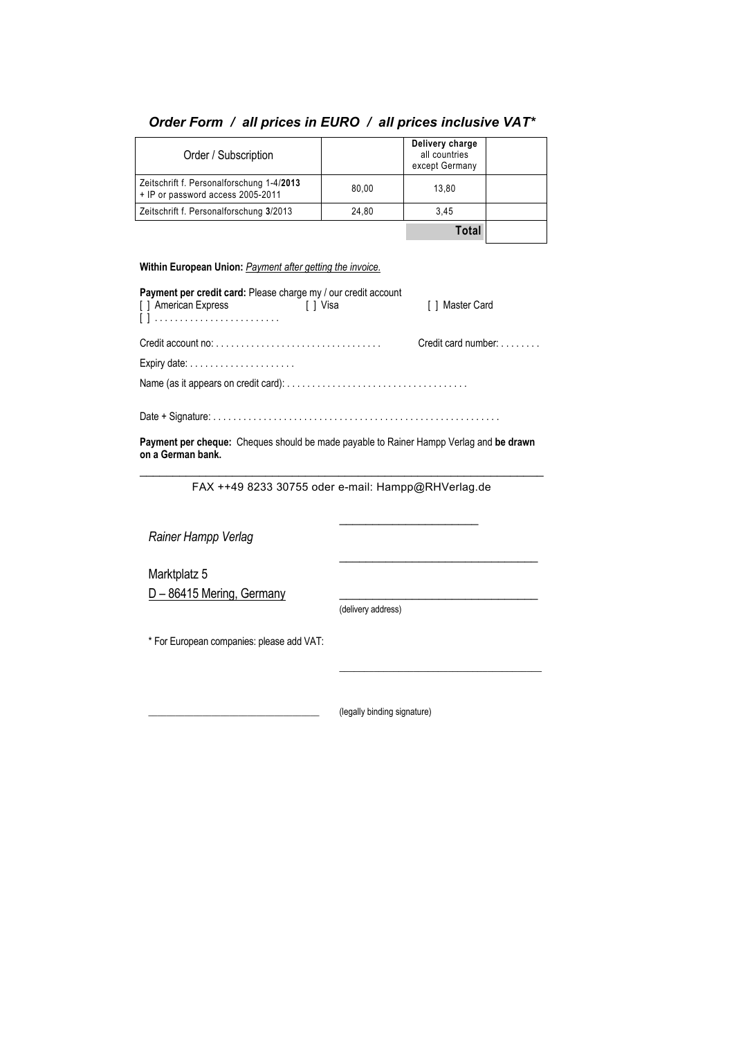## *Order Form / all prices in EURO / all prices inclusive VAT**

| Order / Subscription | | **Delivery charge** all countries except Germany | |
|---|---|---|---|
| Zeitschrift f. Personalforschung 1-4/**2013** + IP or password access 2005-2011 | 80,00 | 13,80 | |
| Zeitschrift f. Personalforschung **3**/2013 | 24,80 | 3,45 | |
| | | **Total** | |

**Within European Union:** *Payment after getting the invoice.*

**Payment per credit card:** Please charge my / our credit account
[ ] American Express [ ] Visa [ ] Master Card
[ ] . . . . . . . . . . . . . . . . . . . . . . . .

Credit account no: . . . . . . . . . . . . . . . . . . . . . . . . . . . . . . . . Credit card number: . . . . . . . .

Expiry date: . . . . . . . . . . . . . . . . . . . . .

Name (as it appears on credit card): . . . . . . . . . . . . . . . . . . . . . . . . . . . . . . . . . . .

Date + Signature: . . . . . . . . . . . . . . . . . . . . . . . . . . . . . . . . . . . . . . . . . . . . . . . . . . . . . . . .

**Payment per cheque:** Cheques should be made payable to Rainer Hampp Verlag and **be drawn on a German bank.**

FAX ++49 8233 30755 oder e-mail: Hampp@RHVerlag.de

*Rainer Hampp Verlag*

Marktplatz 5
D – 86415 Mering, Germany

(delivery address)

* For European companies: please add VAT:

(legally binding signature)